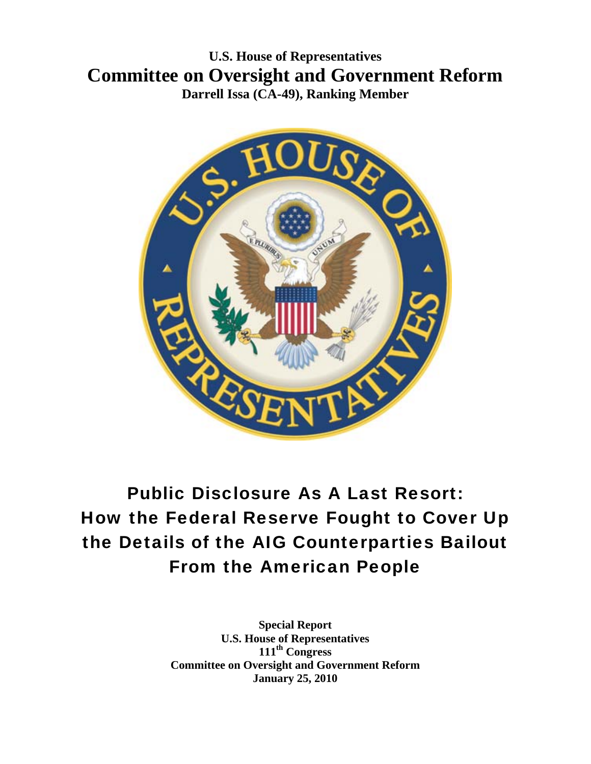**U.S. House of Representatives**

# Committee on Oversight and Government Reform

**Darrell Issa (CA-49), Ranking Member**

# Public Disclosure As A Last Resort: How the Federal Reserve Fought to Cover Up the Details of the AIG Counterparties Bailout From the American People

**Special Report**
**U.S. House of Representatives**
**111th Congress**
**Committee on Oversight and Government Reform**
**January 25, 2010**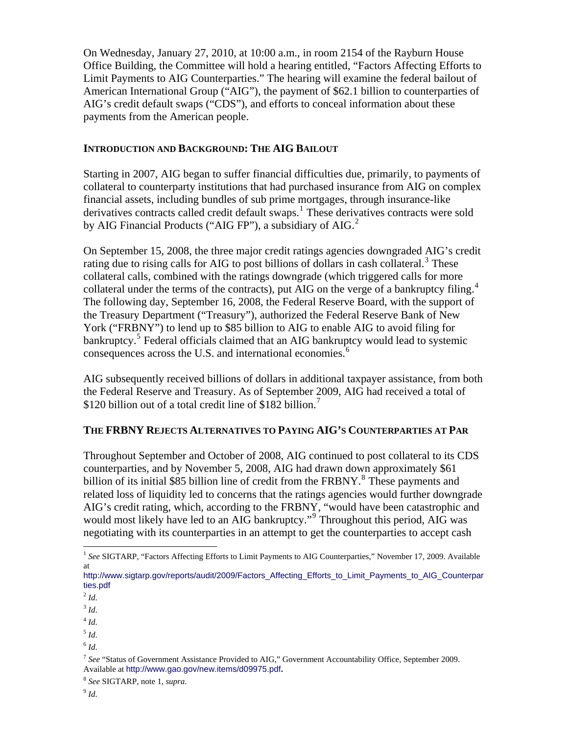On Wednesday, January 27, 2010, at 10:00 a.m., in room 2154 of the Rayburn House Office Building, the Committee will hold a hearing entitled, "Factors Affecting Efforts to Limit Payments to AIG Counterparties." The hearing will examine the federal bailout of American International Group ("AIG"), the payment of $62.1 billion to counterparties of AIG's credit default swaps ("CDS"), and efforts to conceal information about these payments from the American people.

## INTRODUCTION AND BACKGROUND: THE AIG BAILOUT

Starting in 2007, AIG began to suffer financial difficulties due, primarily, to payments of collateral to counterparty institutions that had purchased insurance from AIG on complex financial assets, including bundles of sub prime mortgages, through insurance-like derivatives contracts called credit default swaps.[1] These derivatives contracts were sold by AIG Financial Products ("AIG FP"), a subsidiary of AIG.[2]

On September 15, 2008, the three major credit ratings agencies downgraded AIG's credit rating due to rising calls for AIG to post billions of dollars in cash collateral.[3] These collateral calls, combined with the ratings downgrade (which triggered calls for more collateral under the terms of the contracts), put AIG on the verge of a bankruptcy filing.[4] The following day, September 16, 2008, the Federal Reserve Board, with the support of the Treasury Department ("Treasury"), authorized the Federal Reserve Bank of New York ("FRBNY") to lend up to $85 billion to AIG to enable AIG to avoid filing for bankruptcy.[5] Federal officials claimed that an AIG bankruptcy would lead to systemic consequences across the U.S. and international economies.[6]

AIG subsequently received billions of dollars in additional taxpayer assistance, from both the Federal Reserve and Treasury. As of September 2009, AIG had received a total of $120 billion out of a total credit line of $182 billion.[7]

## THE FRBNY REJECTS ALTERNATIVES TO PAYING AIG'S COUNTERPARTIES AT PAR

Throughout September and October of 2008, AIG continued to post collateral to its CDS counterparties, and by November 5, 2008, AIG had drawn down approximately $61 billion of its initial $85 billion line of credit from the FRBNY.[8] These payments and related loss of liquidity led to concerns that the ratings agencies would further downgrade AIG's credit rating, which, according to the FRBNY, "would have been catastrophic and would most likely have led to an AIG bankruptcy."[9] Throughout this period, AIG was negotiating with its counterparties in an attempt to get the counterparties to accept cash

---

[1] *See* SIGTARP, "Factors Affecting Efforts to Limit Payments to AIG Counterparties," November 17, 2009. Available at http://www.sigtarp.gov/reports/audit/2009/Factors_Affecting_Efforts_to_Limit_Payments_to_AIG_Counterparties.pdf

[2] *Id*.

[3] *Id*.

[4] *Id*.

[5] *Id*.

[6] *Id*.

[7] *See* "Status of Government Assistance Provided to AIG," Government Accountability Office, September 2009. Available at http://www.gao.gov/new.items/d09975.pdf.

[8] *See* SIGTARP, note 1, *supra*.

[9] *Id*.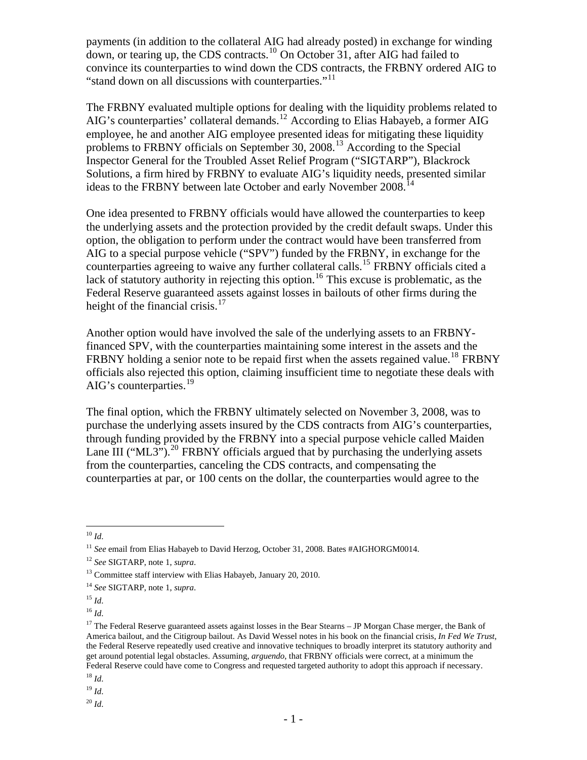payments (in addition to the collateral AIG had already posted) in exchange for winding down, or tearing up, the CDS contracts.[10] On October 31, after AIG had failed to convince its counterparties to wind down the CDS contracts, the FRBNY ordered AIG to "stand down on all discussions with counterparties."[11]

The FRBNY evaluated multiple options for dealing with the liquidity problems related to AIG's counterparties' collateral demands.[12] According to Elias Habayeb, a former AIG employee, he and another AIG employee presented ideas for mitigating these liquidity problems to FRBNY officials on September 30, 2008.[13] According to the Special Inspector General for the Troubled Asset Relief Program ("SIGTARP"), Blackrock Solutions, a firm hired by FRBNY to evaluate AIG's liquidity needs, presented similar ideas to the FRBNY between late October and early November 2008.[14]

One idea presented to FRBNY officials would have allowed the counterparties to keep the underlying assets and the protection provided by the credit default swaps. Under this option, the obligation to perform under the contract would have been transferred from AIG to a special purpose vehicle ("SPV") funded by the FRBNY, in exchange for the counterparties agreeing to waive any further collateral calls.[15] FRBNY officials cited a lack of statutory authority in rejecting this option.[16] This excuse is problematic, as the Federal Reserve guaranteed assets against losses in bailouts of other firms during the height of the financial crisis.[17]

Another option would have involved the sale of the underlying assets to an FRBNY-financed SPV, with the counterparties maintaining some interest in the assets and the FRBNY holding a senior note to be repaid first when the assets regained value.[18] FRBNY officials also rejected this option, claiming insufficient time to negotiate these deals with AIG's counterparties.[19]

The final option, which the FRBNY ultimately selected on November 3, 2008, was to purchase the underlying assets insured by the CDS contracts from AIG's counterparties, through funding provided by the FRBNY into a special purpose vehicle called Maiden Lane III ("ML3").[20] FRBNY officials argued that by purchasing the underlying assets from the counterparties, canceling the CDS contracts, and compensating the counterparties at par, or 100 cents on the dollar, the counterparties would agree to the

---

[10] *Id.*

[11] *See* email from Elias Habayeb to David Herzog, October 31, 2008. Bates #AIGHORGM0014.

[12] *See* SIGTARP, note 1, *supra*.

[13] Committee staff interview with Elias Habayeb, January 20, 2010.

[14] *See* SIGTARP, note 1, *supra*.

[15] *Id.*

[16] *Id.*

[17] The Federal Reserve guaranteed assets against losses in the Bear Stearns – JP Morgan Chase merger, the Bank of America bailout, and the Citigroup bailout. As David Wessel notes in his book on the financial crisis, *In Fed We Trust*, the Federal Reserve repeatedly used creative and innovative techniques to broadly interpret its statutory authority and get around potential legal obstacles. Assuming, *arguendo*, that FRBNY officials were correct, at a minimum the Federal Reserve could have come to Congress and requested targeted authority to adopt this approach if necessary.

[18] *Id.*

[19] *Id.*

[20] *Id.*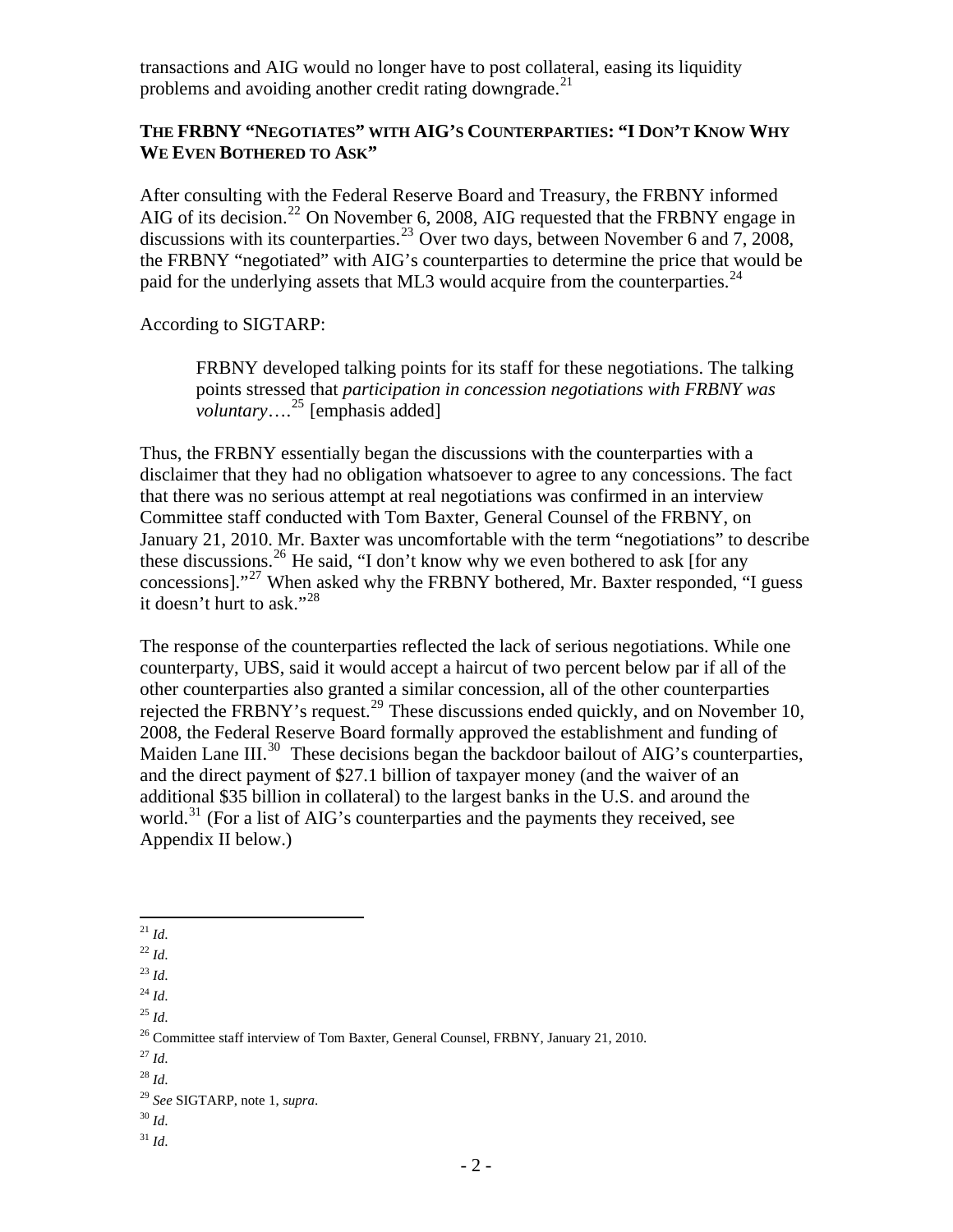transactions and AIG would no longer have to post collateral, easing its liquidity problems and avoiding another credit rating downgrade.[21]

### THE FRBNY "NEGOTIATES" WITH AIG'S COUNTERPARTIES: "I DON'T KNOW WHY WE EVEN BOTHERED TO ASK"

After consulting with the Federal Reserve Board and Treasury, the FRBNY informed AIG of its decision.[22] On November 6, 2008, AIG requested that the FRBNY engage in discussions with its counterparties.[23] Over two days, between November 6 and 7, 2008, the FRBNY "negotiated" with AIG's counterparties to determine the price that would be paid for the underlying assets that ML3 would acquire from the counterparties.[24]

According to SIGTARP:

> FRBNY developed talking points for its staff for these negotiations. The talking points stressed that *participation in concession negotiations with FRBNY was voluntary*….[25] [emphasis added]

Thus, the FRBNY essentially began the discussions with the counterparties with a disclaimer that they had no obligation whatsoever to agree to any concessions. The fact that there was no serious attempt at real negotiations was confirmed in an interview Committee staff conducted with Tom Baxter, General Counsel of the FRBNY, on January 21, 2010. Mr. Baxter was uncomfortable with the term "negotiations" to describe these discussions.[26] He said, "I don't know why we even bothered to ask [for any concessions]."[27] When asked why the FRBNY bothered, Mr. Baxter responded, "I guess it doesn't hurt to ask."[28]

The response of the counterparties reflected the lack of serious negotiations. While one counterparty, UBS, said it would accept a haircut of two percent below par if all of the other counterparties also granted a similar concession, all of the other counterparties rejected the FRBNY's request.[29] These discussions ended quickly, and on November 10, 2008, the Federal Reserve Board formally approved the establishment and funding of Maiden Lane III.[30] These decisions began the backdoor bailout of AIG's counterparties, and the direct payment of $27.1 billion of taxpayer money (and the waiver of an additional $35 billion in collateral) to the largest banks in the U.S. and around the world.[31] (For a list of AIG's counterparties and the payments they received, see Appendix II below.)

---

[21] *Id.*

[22] *Id.*

[23] *Id.*

[24] *Id.*

[25] *Id.*

[26] Committee staff interview of Tom Baxter, General Counsel, FRBNY, January 21, 2010.

[27] *Id.*

[28] *Id.*

[29] *See* SIGTARP, note 1, *supra*.

[30] *Id.*

[31] *Id.*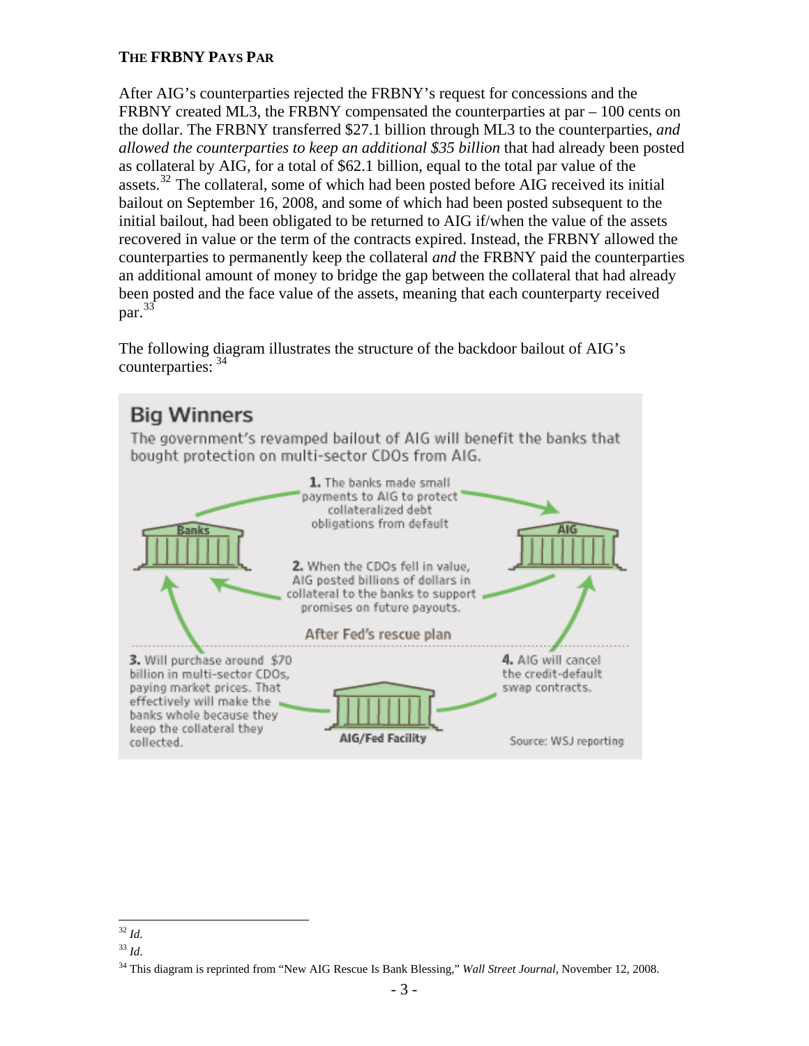**THE FRBNY PAYS PAR**

After AIG's counterparties rejected the FRBNY's request for concessions and the FRBNY created ML3, the FRBNY compensated the counterparties at par – 100 cents on the dollar. The FRBNY transferred $27.1 billion through ML3 to the counterparties, *and allowed the counterparties to keep an additional $35 billion* that had already been posted as collateral by AIG, for a total of $62.1 billion, equal to the total par value of the assets.[32] The collateral, some of which had been posted before AIG received its initial bailout on September 16, 2008, and some of which had been posted subsequent to the initial bailout, had been obligated to be returned to AIG if/when the value of the assets recovered in value or the term of the contracts expired. Instead, the FRBNY allowed the counterparties to permanently keep the collateral *and* the FRBNY paid the counterparties an additional amount of money to bridge the gap between the collateral that had already been posted and the face value of the assets, meaning that each counterparty received par.[33]

The following diagram illustrates the structure of the backdoor bailout of AIG's counterparties: [34]

**Big Winners**

The government's revamped bailout of AIG will benefit the banks that bought protection on multi-sector CDOs from AIG.

Banks — AIG

**1.** The banks made small payments to AIG to protect collateralized debt obligations from default

**2.** When the CDOs fell in value, AIG posted billions of dollars in collateral to the banks to support promises on future payouts.

After Fed's rescue plan

**3.** Will purchase around $70 billion in multi-sector CDOs, paying market prices. That effectively will make the banks whole because they keep the collateral they collected.

AIG/Fed Facility

**4.** AIG will cancel the credit-default swap contracts.

Source: WSJ reporting

---

[32] *Id.*

[33] *Id.*

[34] This diagram is reprinted from "New AIG Rescue Is Bank Blessing," *Wall Street Journal*, November 12, 2008.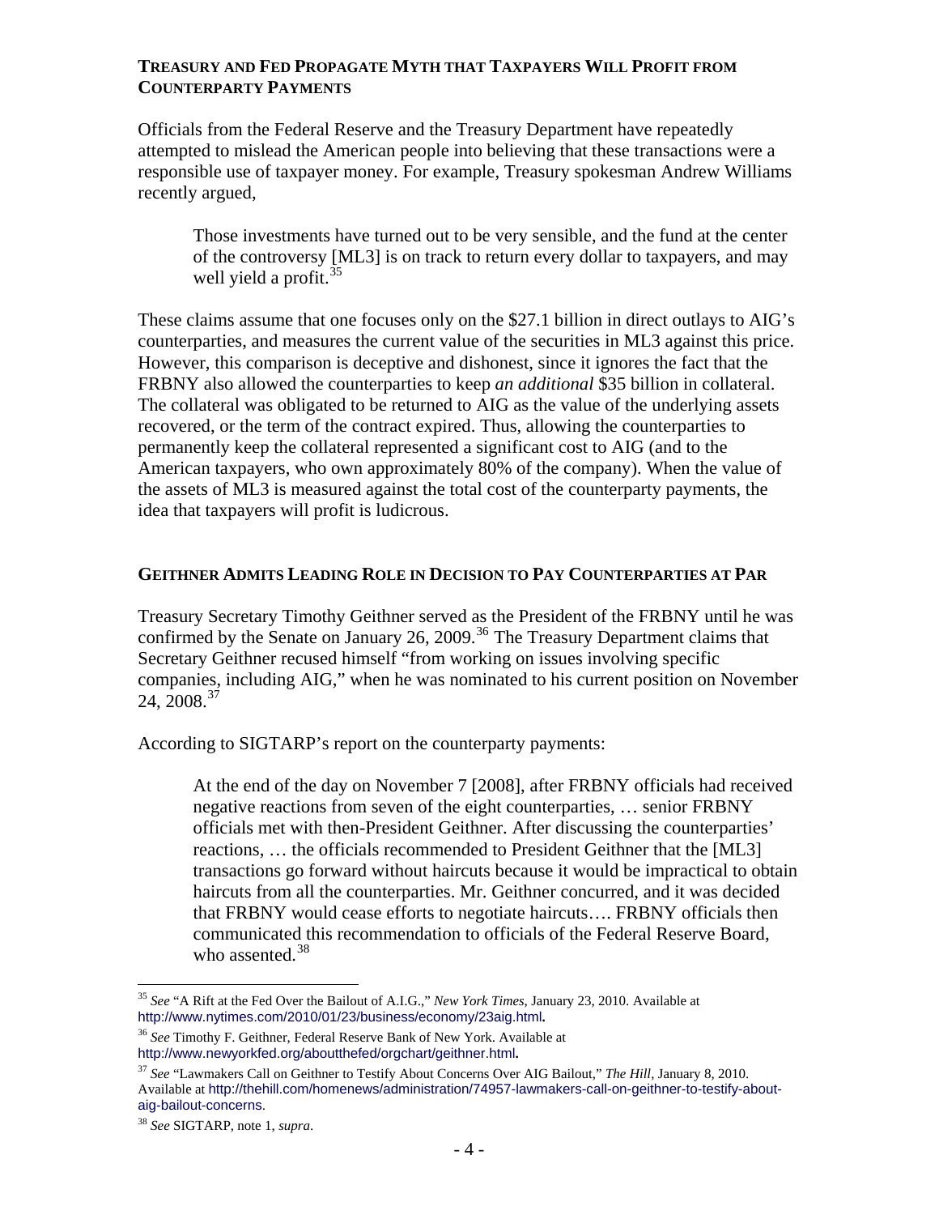## TREASURY AND FED PROPAGATE MYTH THAT TAXPAYERS WILL PROFIT FROM COUNTERPARTY PAYMENTS

Officials from the Federal Reserve and the Treasury Department have repeatedly attempted to mislead the American people into believing that these transactions were a responsible use of taxpayer money. For example, Treasury spokesman Andrew Williams recently argued,

> Those investments have turned out to be very sensible, and the fund at the center of the controversy [ML3] is on track to return every dollar to taxpayers, and may well yield a profit.[35]

These claims assume that one focuses only on the $27.1 billion in direct outlays to AIG's counterparties, and measures the current value of the securities in ML3 against this price. However, this comparison is deceptive and dishonest, since it ignores the fact that the FRBNY also allowed the counterparties to keep *an additional* $35 billion in collateral. The collateral was obligated to be returned to AIG as the value of the underlying assets recovered, or the term of the contract expired. Thus, allowing the counterparties to permanently keep the collateral represented a significant cost to AIG (and to the American taxpayers, who own approximately 80% of the company). When the value of the assets of ML3 is measured against the total cost of the counterparty payments, the idea that taxpayers will profit is ludicrous.

## GEITHNER ADMITS LEADING ROLE IN DECISION TO PAY COUNTERPARTIES AT PAR

Treasury Secretary Timothy Geithner served as the President of the FRBNY until he was confirmed by the Senate on January 26, 2009.[36] The Treasury Department claims that Secretary Geithner recused himself "from working on issues involving specific companies, including AIG," when he was nominated to his current position on November 24, 2008.[37]

According to SIGTARP's report on the counterparty payments:

> At the end of the day on November 7 [2008], after FRBNY officials had received negative reactions from seven of the eight counterparties, … senior FRBNY officials met with then-President Geithner. After discussing the counterparties' reactions, … the officials recommended to President Geithner that the [ML3] transactions go forward without haircuts because it would be impractical to obtain haircuts from all the counterparties. Mr. Geithner concurred, and it was decided that FRBNY would cease efforts to negotiate haircuts…. FRBNY officials then communicated this recommendation to officials of the Federal Reserve Board, who assented.[38]

---

[35] *See* "A Rift at the Fed Over the Bailout of A.I.G.," *New York Times*, January 23, 2010. Available at http://www.nytimes.com/2010/01/23/business/economy/23aig.html.

[36] *See* Timothy F. Geithner, Federal Reserve Bank of New York. Available at http://www.newyorkfed.org/aboutthefed/orgchart/geithner.html.

[37] *See* "Lawmakers Call on Geithner to Testify About Concerns Over AIG Bailout," *The Hill*, January 8, 2010. Available at http://thehill.com/homenews/administration/74957-lawmakers-call-on-geithner-to-testify-about-aig-bailout-concerns.

[38] *See* SIGTARP, note 1, *supra*.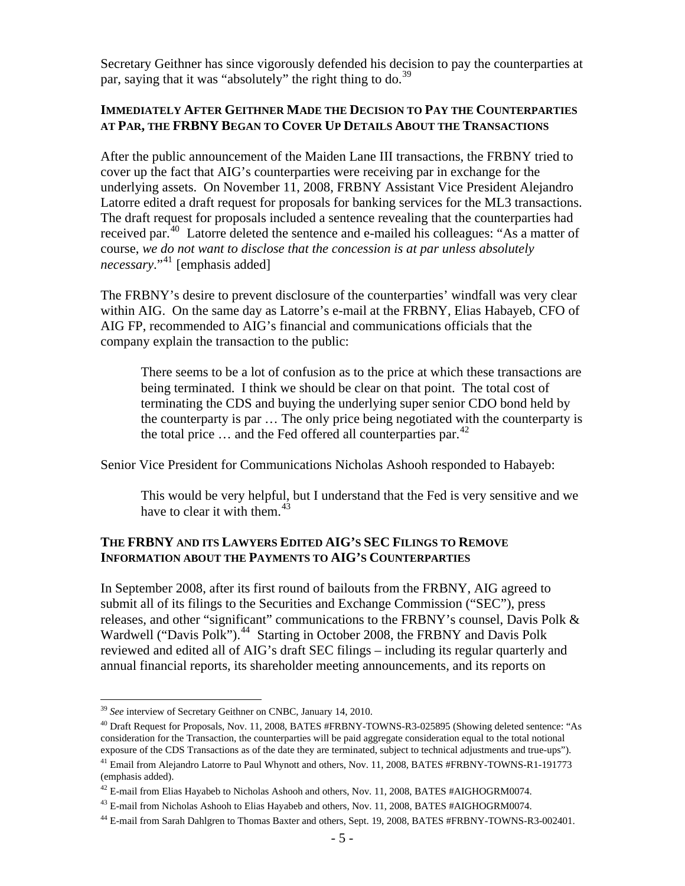Secretary Geithner has since vigorously defended his decision to pay the counterparties at par, saying that it was "absolutely" the right thing to do.[39]

### IMMEDIATELY AFTER GEITHNER MADE THE DECISION TO PAY THE COUNTERPARTIES AT PAR, THE FRBNY BEGAN TO COVER UP DETAILS ABOUT THE TRANSACTIONS

After the public announcement of the Maiden Lane III transactions, the FRBNY tried to cover up the fact that AIG's counterparties were receiving par in exchange for the underlying assets. On November 11, 2008, FRBNY Assistant Vice President Alejandro Latorre edited a draft request for proposals for banking services for the ML3 transactions. The draft request for proposals included a sentence revealing that the counterparties had received par.[40] Latorre deleted the sentence and e-mailed his colleagues: "As a matter of course, *we do not want to disclose that the concession is at par unless absolutely necessary*."[41] [emphasis added]

The FRBNY's desire to prevent disclosure of the counterparties' windfall was very clear within AIG. On the same day as Latorre's e-mail at the FRBNY, Elias Habayeb, CFO of AIG FP, recommended to AIG's financial and communications officials that the company explain the transaction to the public:

> There seems to be a lot of confusion as to the price at which these transactions are being terminated. I think we should be clear on that point. The total cost of terminating the CDS and buying the underlying super senior CDO bond held by the counterparty is par … The only price being negotiated with the counterparty is the total price … and the Fed offered all counterparties par.[42]

Senior Vice President for Communications Nicholas Ashooh responded to Habayeb:

> This would be very helpful, but I understand that the Fed is very sensitive and we have to clear it with them.[43]

### THE FRBNY AND ITS LAWYERS EDITED AIG'S SEC FILINGS TO REMOVE INFORMATION ABOUT THE PAYMENTS TO AIG'S COUNTERPARTIES

In September 2008, after its first round of bailouts from the FRBNY, AIG agreed to submit all of its filings to the Securities and Exchange Commission ("SEC"), press releases, and other "significant" communications to the FRBNY's counsel, Davis Polk & Wardwell ("Davis Polk").[44] Starting in October 2008, the FRBNY and Davis Polk reviewed and edited all of AIG's draft SEC filings – including its regular quarterly and annual financial reports, its shareholder meeting announcements, and its reports on

---

[39] *See* interview of Secretary Geithner on CNBC, January 14, 2010.

[40] Draft Request for Proposals, Nov. 11, 2008, BATES #FRBNY-TOWNS-R3-025895 (Showing deleted sentence: "As consideration for the Transaction, the counterparties will be paid aggregate consideration equal to the total notional exposure of the CDS Transactions as of the date they are terminated, subject to technical adjustments and true-ups").

[41] Email from Alejandro Latorre to Paul Whynott and others, Nov. 11, 2008, BATES #FRBNY-TOWNS-R1-191773 (emphasis added).

[42] E-mail from Elias Hayabeb to Nicholas Ashooh and others, Nov. 11, 2008, BATES #AIGHOGRM0074.

[43] E-mail from Nicholas Ashooh to Elias Hayabeb and others, Nov. 11, 2008, BATES #AIGHOGRM0074.

[44] E-mail from Sarah Dahlgren to Thomas Baxter and others, Sept. 19, 2008, BATES #FRBNY-TOWNS-R3-002401.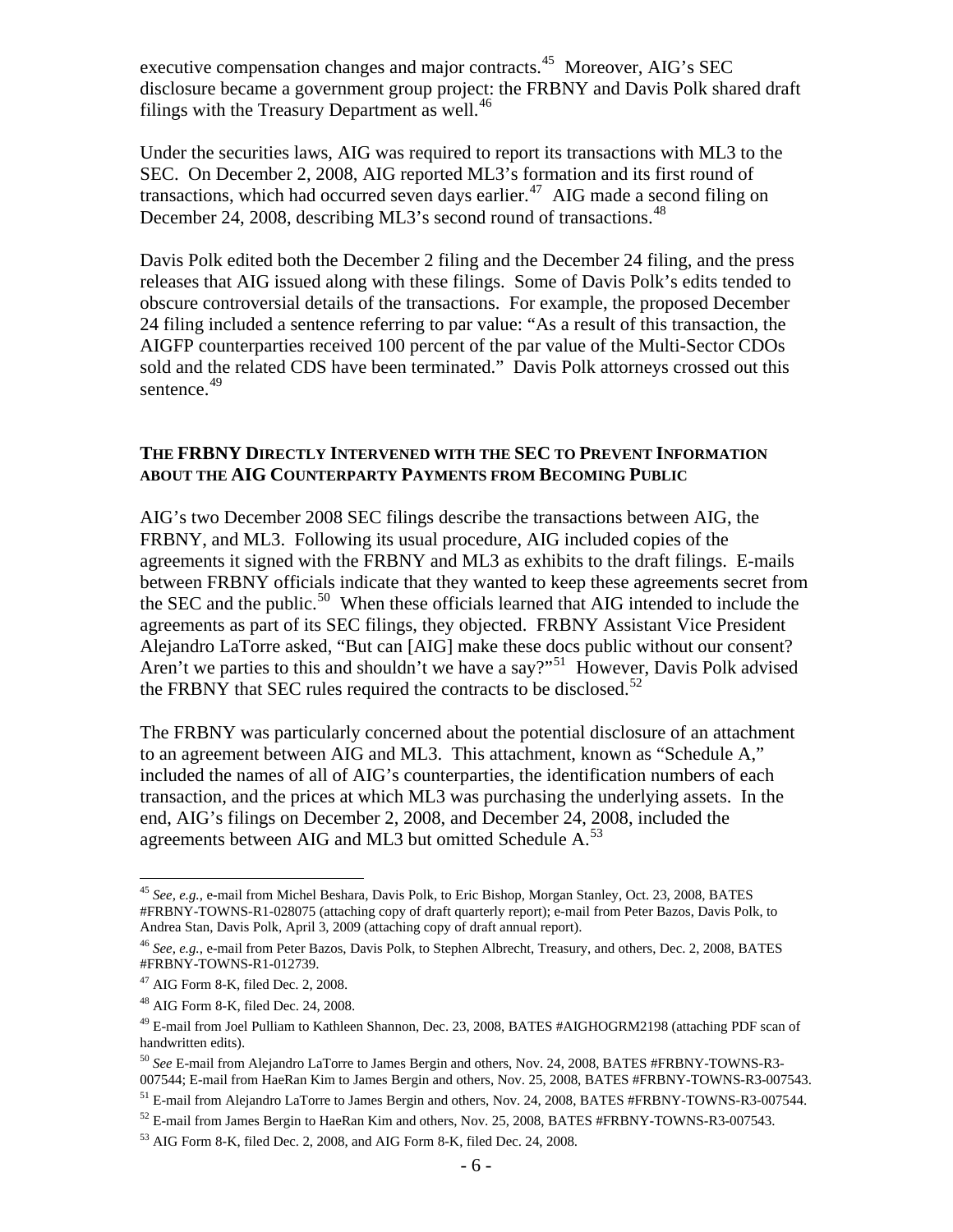executive compensation changes and major contracts.[45] Moreover, AIG's SEC disclosure became a government group project: the FRBNY and Davis Polk shared draft filings with the Treasury Department as well.[46]

Under the securities laws, AIG was required to report its transactions with ML3 to the SEC. On December 2, 2008, AIG reported ML3's formation and its first round of transactions, which had occurred seven days earlier.[47] AIG made a second filing on December 24, 2008, describing ML3's second round of transactions.[48]

Davis Polk edited both the December 2 filing and the December 24 filing, and the press releases that AIG issued along with these filings. Some of Davis Polk's edits tended to obscure controversial details of the transactions. For example, the proposed December 24 filing included a sentence referring to par value: "As a result of this transaction, the AIGFP counterparties received 100 percent of the par value of the Multi-Sector CDOs sold and the related CDS have been terminated." Davis Polk attorneys crossed out this sentence.[49]

### THE FRBNY DIRECTLY INTERVENED WITH THE SEC TO PREVENT INFORMATION ABOUT THE AIG COUNTERPARTY PAYMENTS FROM BECOMING PUBLIC

AIG's two December 2008 SEC filings describe the transactions between AIG, the FRBNY, and ML3. Following its usual procedure, AIG included copies of the agreements it signed with the FRBNY and ML3 as exhibits to the draft filings. E-mails between FRBNY officials indicate that they wanted to keep these agreements secret from the SEC and the public.[50] When these officials learned that AIG intended to include the agreements as part of its SEC filings, they objected. FRBNY Assistant Vice President Alejandro LaTorre asked, "But can [AIG] make these docs public without our consent? Aren't we parties to this and shouldn't we have a say?"[51] However, Davis Polk advised the FRBNY that SEC rules required the contracts to be disclosed.[52]

The FRBNY was particularly concerned about the potential disclosure of an attachment to an agreement between AIG and ML3. This attachment, known as "Schedule A," included the names of all of AIG's counterparties, the identification numbers of each transaction, and the prices at which ML3 was purchasing the underlying assets. In the end, AIG's filings on December 2, 2008, and December 24, 2008, included the agreements between AIG and ML3 but omitted Schedule A.[53]

---

[45] *See, e.g.*, e-mail from Michel Beshara, Davis Polk, to Eric Bishop, Morgan Stanley, Oct. 23, 2008, BATES #FRBNY-TOWNS-R1-028075 (attaching copy of draft quarterly report); e-mail from Peter Bazos, Davis Polk, to Andrea Stan, Davis Polk, April 3, 2009 (attaching copy of draft annual report).

[46] *See, e.g.*, e-mail from Peter Bazos, Davis Polk, to Stephen Albrecht, Treasury, and others, Dec. 2, 2008, BATES #FRBNY-TOWNS-R1-012739.

[47] AIG Form 8-K, filed Dec. 2, 2008.

[48] AIG Form 8-K, filed Dec. 24, 2008.

[49] E-mail from Joel Pulliam to Kathleen Shannon, Dec. 23, 2008, BATES #AIGHOGRM2198 (attaching PDF scan of handwritten edits).

[50] *See* E-mail from Alejandro LaTorre to James Bergin and others, Nov. 24, 2008, BATES #FRBNY-TOWNS-R3-007544; E-mail from HaeRan Kim to James Bergin and others, Nov. 25, 2008, BATES #FRBNY-TOWNS-R3-007543.

[51] E-mail from Alejandro LaTorre to James Bergin and others, Nov. 24, 2008, BATES #FRBNY-TOWNS-R3-007544.

[52] E-mail from James Bergin to HaeRan Kim and others, Nov. 25, 2008, BATES #FRBNY-TOWNS-R3-007543.

[53] AIG Form 8-K, filed Dec. 2, 2008, and AIG Form 8-K, filed Dec. 24, 2008.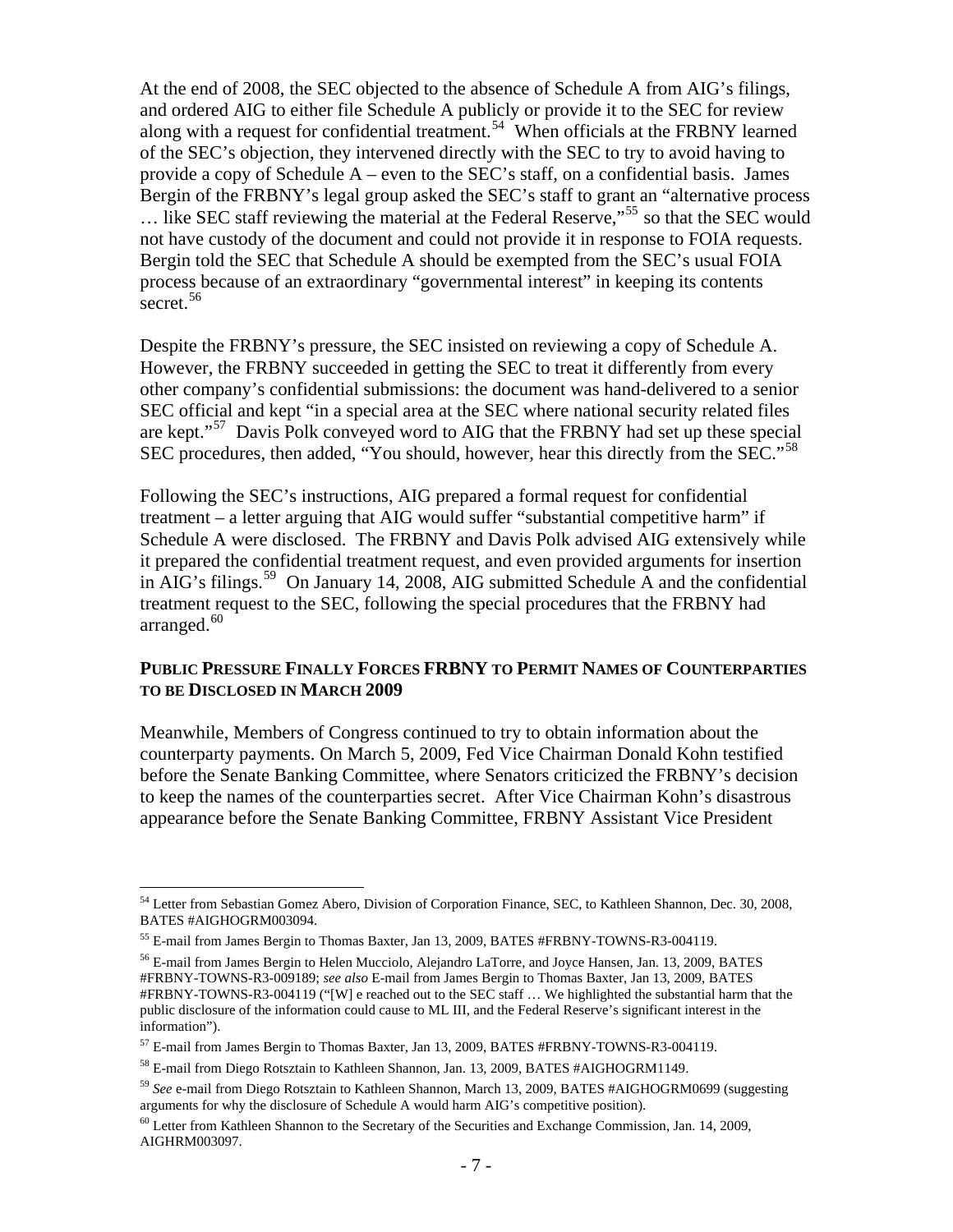At the end of 2008, the SEC objected to the absence of Schedule A from AIG's filings, and ordered AIG to either file Schedule A publicly or provide it to the SEC for review along with a request for confidential treatment.[54] When officials at the FRBNY learned of the SEC's objection, they intervened directly with the SEC to try to avoid having to provide a copy of Schedule A – even to the SEC's staff, on a confidential basis. James Bergin of the FRBNY's legal group asked the SEC's staff to grant an "alternative process … like SEC staff reviewing the material at the Federal Reserve,"[55] so that the SEC would not have custody of the document and could not provide it in response to FOIA requests. Bergin told the SEC that Schedule A should be exempted from the SEC's usual FOIA process because of an extraordinary "governmental interest" in keeping its contents secret.[56]

Despite the FRBNY's pressure, the SEC insisted on reviewing a copy of Schedule A. However, the FRBNY succeeded in getting the SEC to treat it differently from every other company's confidential submissions: the document was hand-delivered to a senior SEC official and kept "in a special area at the SEC where national security related files are kept."[57] Davis Polk conveyed word to AIG that the FRBNY had set up these special SEC procedures, then added, "You should, however, hear this directly from the SEC."[58]

Following the SEC's instructions, AIG prepared a formal request for confidential treatment – a letter arguing that AIG would suffer "substantial competitive harm" if Schedule A were disclosed. The FRBNY and Davis Polk advised AIG extensively while it prepared the confidential treatment request, and even provided arguments for insertion in AIG's filings.[59] On January 14, 2008, AIG submitted Schedule A and the confidential treatment request to the SEC, following the special procedures that the FRBNY had arranged.[60]

### PUBLIC PRESSURE FINALLY FORCES FRBNY TO PERMIT NAMES OF COUNTERPARTIES TO BE DISCLOSED IN MARCH 2009

Meanwhile, Members of Congress continued to try to obtain information about the counterparty payments. On March 5, 2009, Fed Vice Chairman Donald Kohn testified before the Senate Banking Committee, where Senators criticized the FRBNY's decision to keep the names of the counterparties secret. After Vice Chairman Kohn's disastrous appearance before the Senate Banking Committee, FRBNY Assistant Vice President

---

[54] Letter from Sebastian Gomez Abero, Division of Corporation Finance, SEC, to Kathleen Shannon, Dec. 30, 2008, BATES #AIGHOGRM003094.

[55] E-mail from James Bergin to Thomas Baxter, Jan 13, 2009, BATES #FRBNY-TOWNS-R3-004119.

[56] E-mail from James Bergin to Helen Mucciolo, Alejandro LaTorre, and Joyce Hansen, Jan. 13, 2009, BATES #FRBNY-TOWNS-R3-009189; *see also* E-mail from James Bergin to Thomas Baxter, Jan 13, 2009, BATES #FRBNY-TOWNS-R3-004119 ("[W] e reached out to the SEC staff … We highlighted the substantial harm that the public disclosure of the information could cause to ML III, and the Federal Reserve's significant interest in the information").

[57] E-mail from James Bergin to Thomas Baxter, Jan 13, 2009, BATES #FRBNY-TOWNS-R3-004119.

[58] E-mail from Diego Rotsztain to Kathleen Shannon, Jan. 13, 2009, BATES #AIGHOGRM1149.

[59] *See* e-mail from Diego Rotsztain to Kathleen Shannon, March 13, 2009, BATES #AIGHOGRM0699 (suggesting arguments for why the disclosure of Schedule A would harm AIG's competitive position).

[60] Letter from Kathleen Shannon to the Secretary of the Securities and Exchange Commission, Jan. 14, 2009, AIGHRM003097.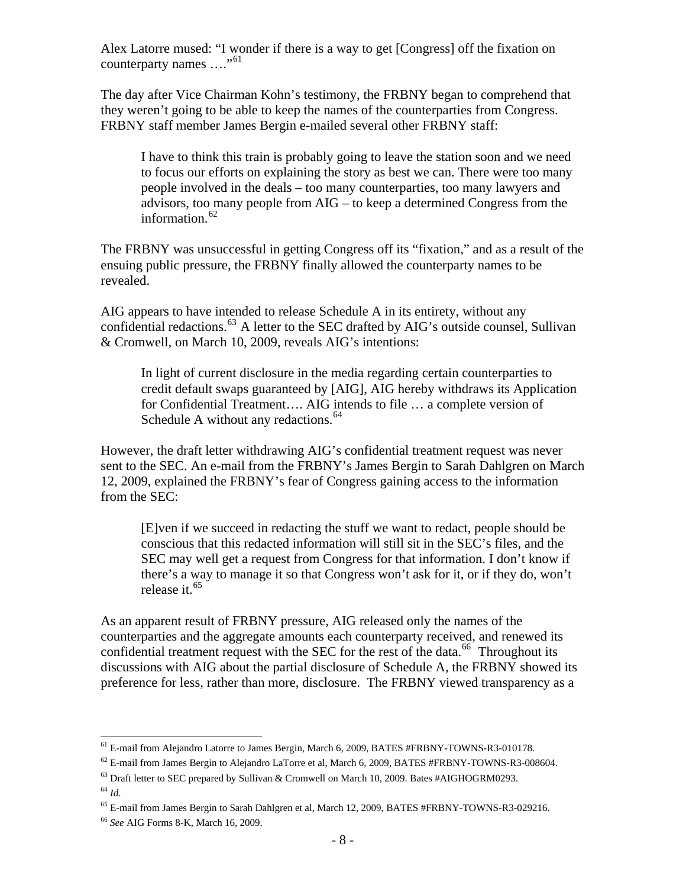Alex Latorre mused: "I wonder if there is a way to get [Congress] off the fixation on counterparty names …."[61]

The day after Vice Chairman Kohn's testimony, the FRBNY began to comprehend that they weren't going to be able to keep the names of the counterparties from Congress. FRBNY staff member James Bergin e-mailed several other FRBNY staff:

> I have to think this train is probably going to leave the station soon and we need to focus our efforts on explaining the story as best we can. There were too many people involved in the deals – too many counterparties, too many lawyers and advisors, too many people from AIG – to keep a determined Congress from the information.[62]

The FRBNY was unsuccessful in getting Congress off its "fixation," and as a result of the ensuing public pressure, the FRBNY finally allowed the counterparty names to be revealed.

AIG appears to have intended to release Schedule A in its entirety, without any confidential redactions.[63] A letter to the SEC drafted by AIG's outside counsel, Sullivan & Cromwell, on March 10, 2009, reveals AIG's intentions:

> In light of current disclosure in the media regarding certain counterparties to credit default swaps guaranteed by [AIG], AIG hereby withdraws its Application for Confidential Treatment…. AIG intends to file … a complete version of Schedule A without any redactions.[64]

However, the draft letter withdrawing AIG's confidential treatment request was never sent to the SEC. An e-mail from the FRBNY's James Bergin to Sarah Dahlgren on March 12, 2009, explained the FRBNY's fear of Congress gaining access to the information from the SEC:

> [E]ven if we succeed in redacting the stuff we want to redact, people should be conscious that this redacted information will still sit in the SEC's files, and the SEC may well get a request from Congress for that information. I don't know if there's a way to manage it so that Congress won't ask for it, or if they do, won't release it.[65]

As an apparent result of FRBNY pressure, AIG released only the names of the counterparties and the aggregate amounts each counterparty received, and renewed its confidential treatment request with the SEC for the rest of the data.[66] Throughout its discussions with AIG about the partial disclosure of Schedule A, the FRBNY showed its preference for less, rather than more, disclosure. The FRBNY viewed transparency as a

---

[61] E-mail from Alejandro Latorre to James Bergin, March 6, 2009, BATES #FRBNY-TOWNS-R3-010178.

[62] E-mail from James Bergin to Alejandro LaTorre et al, March 6, 2009, BATES #FRBNY-TOWNS-R3-008604.

[63] Draft letter to SEC prepared by Sullivan & Cromwell on March 10, 2009. Bates #AIGHOGRM0293.

[64] *Id.*

[65] E-mail from James Bergin to Sarah Dahlgren et al, March 12, 2009, BATES #FRBNY-TOWNS-R3-029216.

[66] *See* AIG Forms 8-K, March 16, 2009.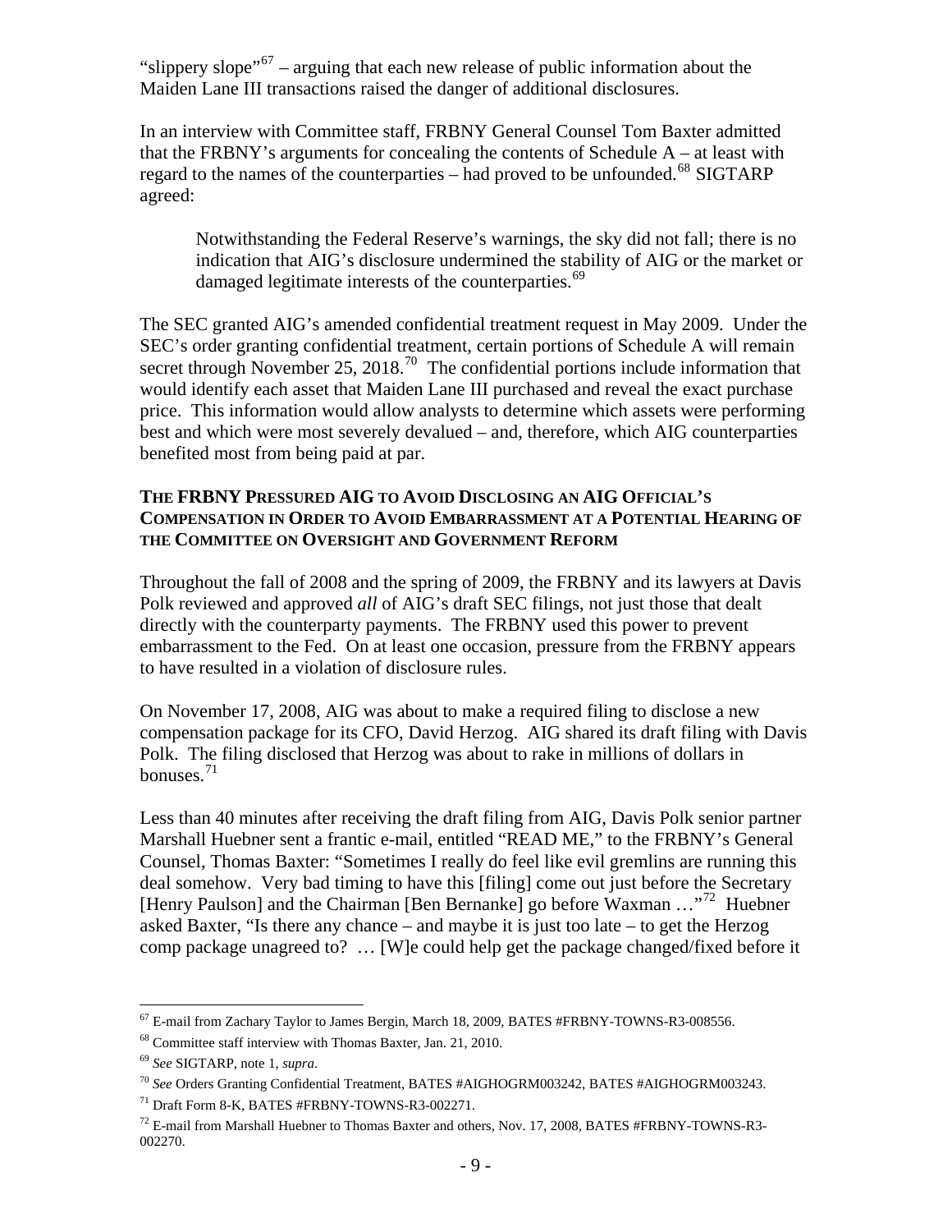"slippery slope"[67] – arguing that each new release of public information about the Maiden Lane III transactions raised the danger of additional disclosures.

In an interview with Committee staff, FRBNY General Counsel Tom Baxter admitted that the FRBNY's arguments for concealing the contents of Schedule A – at least with regard to the names of the counterparties – had proved to be unfounded.[68] SIGTARP agreed:

> Notwithstanding the Federal Reserve's warnings, the sky did not fall; there is no indication that AIG's disclosure undermined the stability of AIG or the market or damaged legitimate interests of the counterparties.[69]

The SEC granted AIG's amended confidential treatment request in May 2009. Under the SEC's order granting confidential treatment, certain portions of Schedule A will remain secret through November 25, 2018.[70] The confidential portions include information that would identify each asset that Maiden Lane III purchased and reveal the exact purchase price. This information would allow analysts to determine which assets were performing best and which were most severely devalued – and, therefore, which AIG counterparties benefited most from being paid at par.

### THE FRBNY PRESSURED AIG TO AVOID DISCLOSING AN AIG OFFICIAL'S COMPENSATION IN ORDER TO AVOID EMBARRASSMENT AT A POTENTIAL HEARING OF THE COMMITTEE ON OVERSIGHT AND GOVERNMENT REFORM

Throughout the fall of 2008 and the spring of 2009, the FRBNY and its lawyers at Davis Polk reviewed and approved *all* of AIG's draft SEC filings, not just those that dealt directly with the counterparty payments. The FRBNY used this power to prevent embarrassment to the Fed. On at least one occasion, pressure from the FRBNY appears to have resulted in a violation of disclosure rules.

On November 17, 2008, AIG was about to make a required filing to disclose a new compensation package for its CFO, David Herzog. AIG shared its draft filing with Davis Polk. The filing disclosed that Herzog was about to rake in millions of dollars in bonuses.[71]

Less than 40 minutes after receiving the draft filing from AIG, Davis Polk senior partner Marshall Huebner sent a frantic e-mail, entitled "READ ME," to the FRBNY's General Counsel, Thomas Baxter: "Sometimes I really do feel like evil gremlins are running this deal somehow. Very bad timing to have this [filing] come out just before the Secretary [Henry Paulson] and the Chairman [Ben Bernanke] go before Waxman …"[72] Huebner asked Baxter, "Is there any chance – and maybe it is just too late – to get the Herzog comp package unagreed to? … [W]e could help get the package changed/fixed before it

---

[67] E-mail from Zachary Taylor to James Bergin, March 18, 2009, BATES #FRBNY-TOWNS-R3-008556.

[68] Committee staff interview with Thomas Baxter, Jan. 21, 2010.

[69] *See* SIGTARP, note 1, *supra*.

[70] *See* Orders Granting Confidential Treatment, BATES #AIGHOGRM003242, BATES #AIGHOGRM003243.

[71] Draft Form 8-K, BATES #FRBNY-TOWNS-R3-002271.

[72] E-mail from Marshall Huebner to Thomas Baxter and others, Nov. 17, 2008, BATES #FRBNY-TOWNS-R3-002270.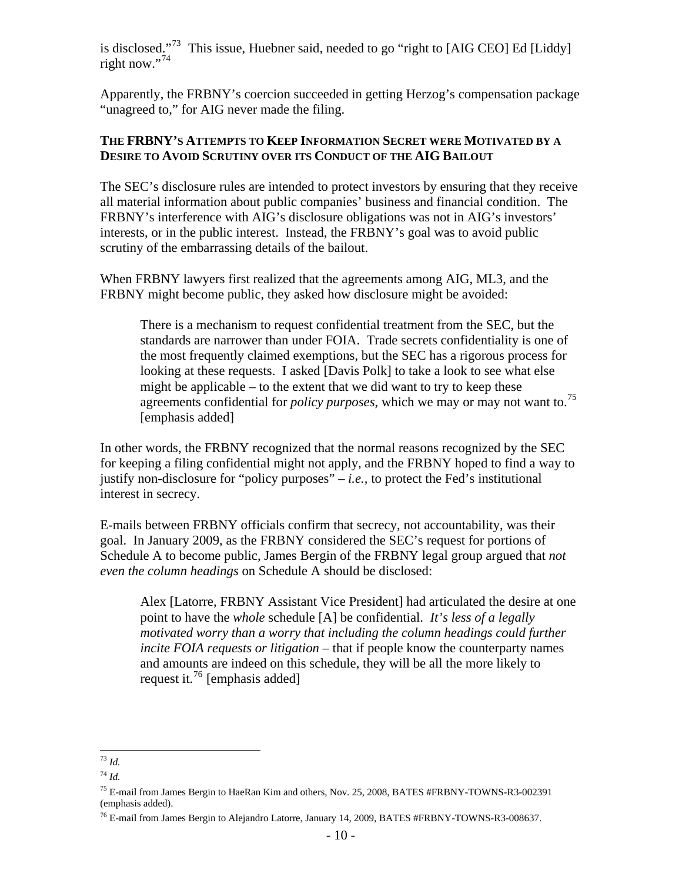is disclosed."[73] This issue, Huebner said, needed to go "right to [AIG CEO] Ed [Liddy] right now."[74]

Apparently, the FRBNY's coercion succeeded in getting Herzog's compensation package "unagreed to," for AIG never made the filing.

**THE FRBNY'S ATTEMPTS TO KEEP INFORMATION SECRET WERE MOTIVATED BY A DESIRE TO AVOID SCRUTINY OVER ITS CONDUCT OF THE AIG BAILOUT**

The SEC's disclosure rules are intended to protect investors by ensuring that they receive all material information about public companies' business and financial condition. The FRBNY's interference with AIG's disclosure obligations was not in AIG's investors' interests, or in the public interest. Instead, the FRBNY's goal was to avoid public scrutiny of the embarrassing details of the bailout.

When FRBNY lawyers first realized that the agreements among AIG, ML3, and the FRBNY might become public, they asked how disclosure might be avoided:

> There is a mechanism to request confidential treatment from the SEC, but the standards are narrower than under FOIA. Trade secrets confidentiality is one of the most frequently claimed exemptions, but the SEC has a rigorous process for looking at these requests. I asked [Davis Polk] to take a look to see what else might be applicable – to the extent that we did want to try to keep these agreements confidential for *policy purposes*, which we may or may not want to.[75] [emphasis added]

In other words, the FRBNY recognized that the normal reasons recognized by the SEC for keeping a filing confidential might not apply, and the FRBNY hoped to find a way to justify non-disclosure for "policy purposes" – *i.e.,* to protect the Fed's institutional interest in secrecy.

E-mails between FRBNY officials confirm that secrecy, not accountability, was their goal. In January 2009, as the FRBNY considered the SEC's request for portions of Schedule A to become public, James Bergin of the FRBNY legal group argued that *not even the column headings* on Schedule A should be disclosed:

> Alex [Latorre, FRBNY Assistant Vice President] had articulated the desire at one point to have the *whole* schedule [A] be confidential. *It's less of a legally motivated worry than a worry that including the column headings could further incite FOIA requests or litigation* – that if people know the counterparty names and amounts are indeed on this schedule, they will be all the more likely to request it.[76] [emphasis added]

---

[73] *Id.*

[74] *Id.*

[75] E-mail from James Bergin to HaeRan Kim and others, Nov. 25, 2008, BATES #FRBNY-TOWNS-R3-002391 (emphasis added).

[76] E-mail from James Bergin to Alejandro Latorre, January 14, 2009, BATES #FRBNY-TOWNS-R3-008637.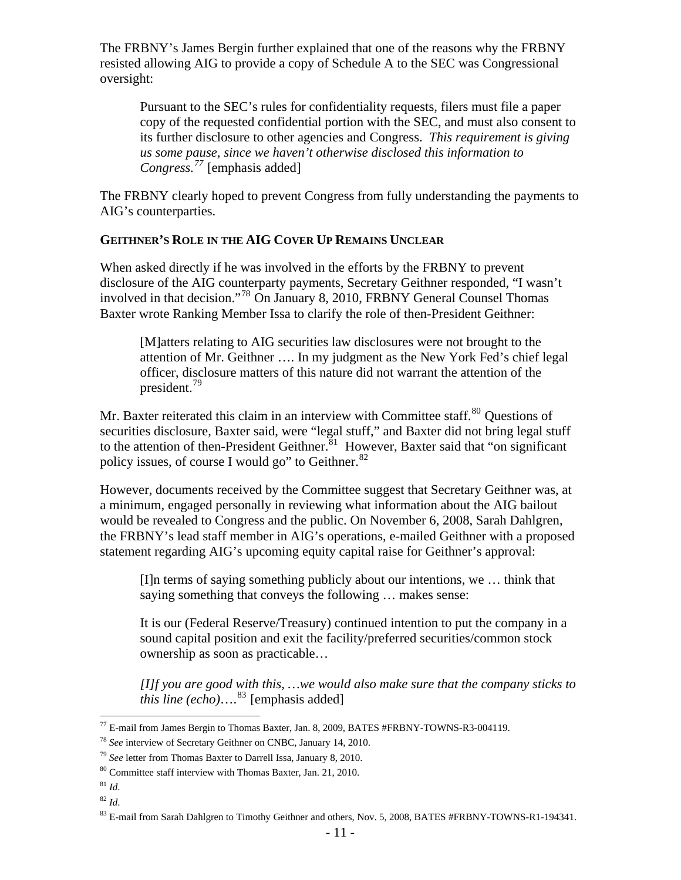The FRBNY's James Bergin further explained that one of the reasons why the FRBNY resisted allowing AIG to provide a copy of Schedule A to the SEC was Congressional oversight:

> Pursuant to the SEC's rules for confidentiality requests, filers must file a paper copy of the requested confidential portion with the SEC, and must also consent to its further disclosure to other agencies and Congress. *This requirement is giving us some pause, since we haven't otherwise disclosed this information to Congress.*[77] [emphasis added]

The FRBNY clearly hoped to prevent Congress from fully understanding the payments to AIG's counterparties.

**GEITHNER'S ROLE IN THE AIG COVER UP REMAINS UNCLEAR**

When asked directly if he was involved in the efforts by the FRBNY to prevent disclosure of the AIG counterparty payments, Secretary Geithner responded, "I wasn't involved in that decision."[78] On January 8, 2010, FRBNY General Counsel Thomas Baxter wrote Ranking Member Issa to clarify the role of then-President Geithner:

> [M]atters relating to AIG securities law disclosures were not brought to the attention of Mr. Geithner …. In my judgment as the New York Fed's chief legal officer, disclosure matters of this nature did not warrant the attention of the president.[79]

Mr. Baxter reiterated this claim in an interview with Committee staff.[80] Questions of securities disclosure, Baxter said, were "legal stuff," and Baxter did not bring legal stuff to the attention of then-President Geithner.[81] However, Baxter said that "on significant policy issues, of course I would go" to Geithner.[82]

However, documents received by the Committee suggest that Secretary Geithner was, at a minimum, engaged personally in reviewing what information about the AIG bailout would be revealed to Congress and the public. On November 6, 2008, Sarah Dahlgren, the FRBNY's lead staff member in AIG's operations, e-mailed Geithner with a proposed statement regarding AIG's upcoming equity capital raise for Geithner's approval:

> [I]n terms of saying something publicly about our intentions, we … think that saying something that conveys the following … makes sense:
>
> It is our (Federal Reserve/Treasury) continued intention to put the company in a sound capital position and exit the facility/preferred securities/common stock ownership as soon as practicable…
>
> *[I]f you are good with this, …we would also make sure that the company sticks to this line (echo)….*[83] [emphasis added]

---

[77] E-mail from James Bergin to Thomas Baxter, Jan. 8, 2009, BATES #FRBNY-TOWNS-R3-004119.

[78] *See* interview of Secretary Geithner on CNBC, January 14, 2010.

[79] *See* letter from Thomas Baxter to Darrell Issa, January 8, 2010.

[80] Committee staff interview with Thomas Baxter, Jan. 21, 2010.

[81] *Id.*

[82] *Id.*

[83] E-mail from Sarah Dahlgren to Timothy Geithner and others, Nov. 5, 2008, BATES #FRBNY-TOWNS-R1-194341.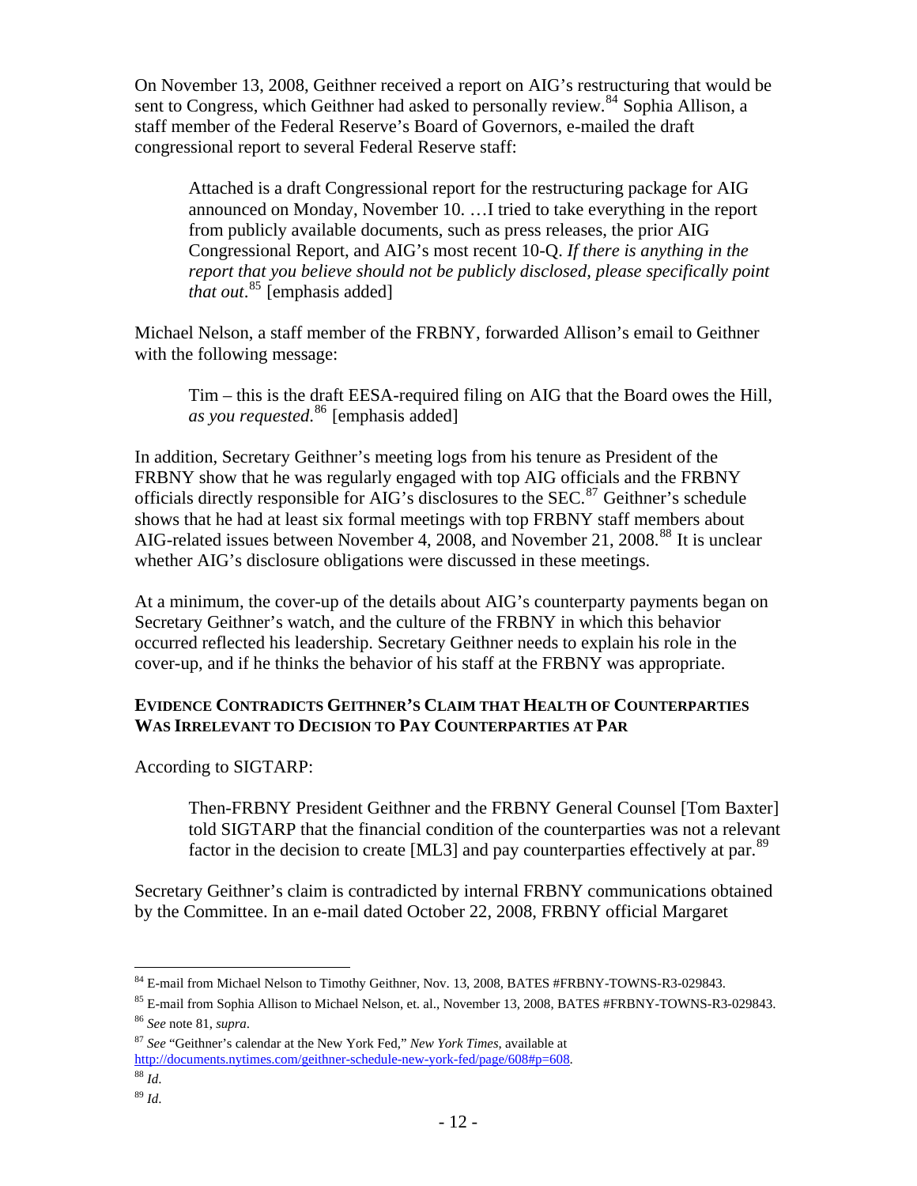On November 13, 2008, Geithner received a report on AIG's restructuring that would be sent to Congress, which Geithner had asked to personally review.[84] Sophia Allison, a staff member of the Federal Reserve's Board of Governors, e-mailed the draft congressional report to several Federal Reserve staff:

> Attached is a draft Congressional report for the restructuring package for AIG announced on Monday, November 10. …I tried to take everything in the report from publicly available documents, such as press releases, the prior AIG Congressional Report, and AIG's most recent 10-Q. *If there is anything in the report that you believe should not be publicly disclosed, please specifically point that out*.[85] [emphasis added]

Michael Nelson, a staff member of the FRBNY, forwarded Allison's email to Geithner with the following message:

> Tim – this is the draft EESA-required filing on AIG that the Board owes the Hill, *as you requested*.[86] [emphasis added]

In addition, Secretary Geithner's meeting logs from his tenure as President of the FRBNY show that he was regularly engaged with top AIG officials and the FRBNY officials directly responsible for AIG's disclosures to the SEC.[87] Geithner's schedule shows that he had at least six formal meetings with top FRBNY staff members about AIG-related issues between November 4, 2008, and November 21, 2008.[88] It is unclear whether AIG's disclosure obligations were discussed in these meetings.

At a minimum, the cover-up of the details about AIG's counterparty payments began on Secretary Geithner's watch, and the culture of the FRBNY in which this behavior occurred reflected his leadership. Secretary Geithner needs to explain his role in the cover-up, and if he thinks the behavior of his staff at the FRBNY was appropriate.

#### EVIDENCE CONTRADICTS GEITHNER'S CLAIM THAT HEALTH OF COUNTERPARTIES WAS IRRELEVANT TO DECISION TO PAY COUNTERPARTIES AT PAR

According to SIGTARP:

> Then-FRBNY President Geithner and the FRBNY General Counsel [Tom Baxter] told SIGTARP that the financial condition of the counterparties was not a relevant factor in the decision to create [ML3] and pay counterparties effectively at par.[89]

Secretary Geithner's claim is contradicted by internal FRBNY communications obtained by the Committee. In an e-mail dated October 22, 2008, FRBNY official Margaret

---

[84] E-mail from Michael Nelson to Timothy Geithner, Nov. 13, 2008, BATES #FRBNY-TOWNS-R3-029843.

[85] E-mail from Sophia Allison to Michael Nelson, et. al., November 13, 2008, BATES #FRBNY-TOWNS-R3-029843.

[86] *See* note 81, *supra*.

[87] *See* "Geithner's calendar at the New York Fed," *New York Times*, available at http://documents.nytimes.com/geithner-schedule-new-york-fed/page/608#p=608.

[88] *Id*.

[89] *Id*.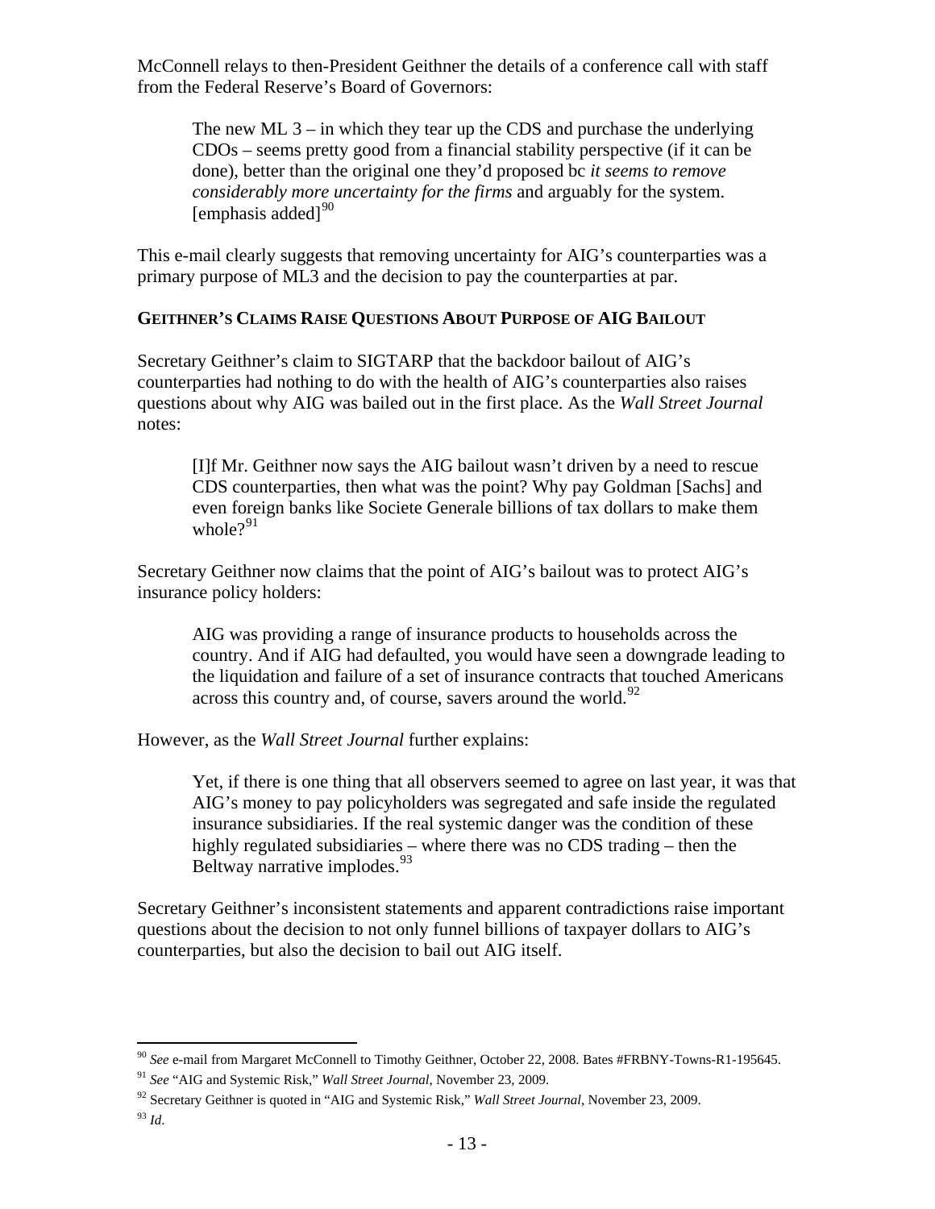McConnell relays to then-President Geithner the details of a conference call with staff from the Federal Reserve's Board of Governors:

> The new ML 3 – in which they tear up the CDS and purchase the underlying CDOs – seems pretty good from a financial stability perspective (if it can be done), better than the original one they'd proposed bc *it seems to remove considerably more uncertainty for the firms* and arguably for the system. [emphasis added][90]

This e-mail clearly suggests that removing uncertainty for AIG's counterparties was a primary purpose of ML3 and the decision to pay the counterparties at par.

**GEITHNER'S CLAIMS RAISE QUESTIONS ABOUT PURPOSE OF AIG BAILOUT**

Secretary Geithner's claim to SIGTARP that the backdoor bailout of AIG's counterparties had nothing to do with the health of AIG's counterparties also raises questions about why AIG was bailed out in the first place. As the *Wall Street Journal* notes:

> [I]f Mr. Geithner now says the AIG bailout wasn't driven by a need to rescue CDS counterparties, then what was the point? Why pay Goldman [Sachs] and even foreign banks like Societe Generale billions of tax dollars to make them whole?[91]

Secretary Geithner now claims that the point of AIG's bailout was to protect AIG's insurance policy holders:

> AIG was providing a range of insurance products to households across the country. And if AIG had defaulted, you would have seen a downgrade leading to the liquidation and failure of a set of insurance contracts that touched Americans across this country and, of course, savers around the world.[92]

However, as the *Wall Street Journal* further explains:

> Yet, if there is one thing that all observers seemed to agree on last year, it was that AIG's money to pay policyholders was segregated and safe inside the regulated insurance subsidiaries. If the real systemic danger was the condition of these highly regulated subsidiaries – where there was no CDS trading – then the Beltway narrative implodes.[93]

Secretary Geithner's inconsistent statements and apparent contradictions raise important questions about the decision to not only funnel billions of taxpayer dollars to AIG's counterparties, but also the decision to bail out AIG itself.

---

[90] *See* e-mail from Margaret McConnell to Timothy Geithner, October 22, 2008. Bates #FRBNY-Towns-R1-195645.

[91] *See* "AIG and Systemic Risk," *Wall Street Journal*, November 23, 2009.

[92] Secretary Geithner is quoted in "AIG and Systemic Risk," *Wall Street Journal*, November 23, 2009.

[93] *Id.*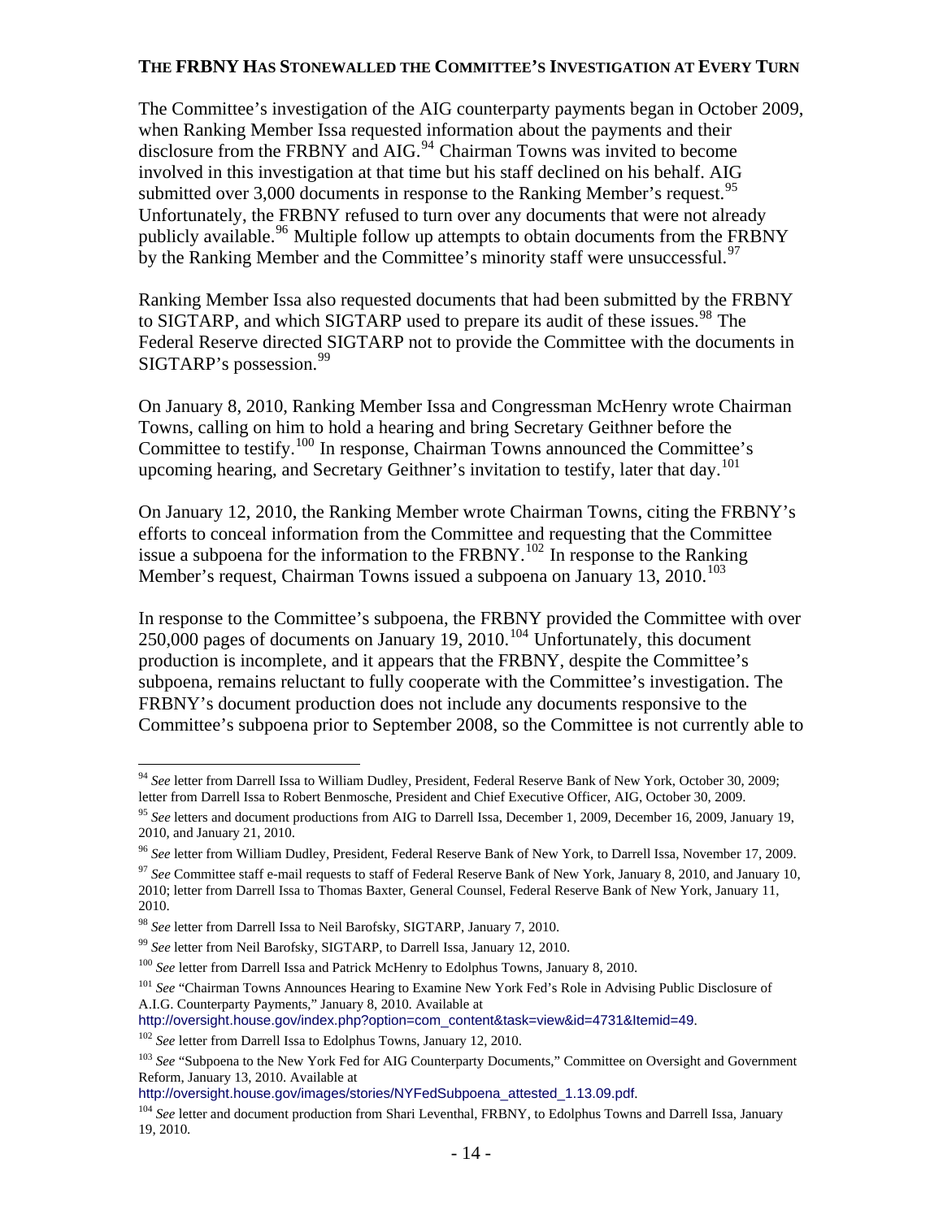## THE FRBNY HAS STONEWALLED THE COMMITTEE'S INVESTIGATION AT EVERY TURN

The Committee's investigation of the AIG counterparty payments began in October 2009, when Ranking Member Issa requested information about the payments and their disclosure from the FRBNY and AIG.[94] Chairman Towns was invited to become involved in this investigation at that time but his staff declined on his behalf. AIG submitted over 3,000 documents in response to the Ranking Member's request.[95] Unfortunately, the FRBNY refused to turn over any documents that were not already publicly available.[96] Multiple follow up attempts to obtain documents from the FRBNY by the Ranking Member and the Committee's minority staff were unsuccessful.[97]

Ranking Member Issa also requested documents that had been submitted by the FRBNY to SIGTARP, and which SIGTARP used to prepare its audit of these issues.[98] The Federal Reserve directed SIGTARP not to provide the Committee with the documents in SIGTARP's possession.[99]

On January 8, 2010, Ranking Member Issa and Congressman McHenry wrote Chairman Towns, calling on him to hold a hearing and bring Secretary Geithner before the Committee to testify.[100] In response, Chairman Towns announced the Committee's upcoming hearing, and Secretary Geithner's invitation to testify, later that day.[101]

On January 12, 2010, the Ranking Member wrote Chairman Towns, citing the FRBNY's efforts to conceal information from the Committee and requesting that the Committee issue a subpoena for the information to the FRBNY.[102] In response to the Ranking Member's request, Chairman Towns issued a subpoena on January 13, 2010.[103]

In response to the Committee's subpoena, the FRBNY provided the Committee with over 250,000 pages of documents on January 19, 2010.[104] Unfortunately, this document production is incomplete, and it appears that the FRBNY, despite the Committee's subpoena, remains reluctant to fully cooperate with the Committee's investigation. The FRBNY's document production does not include any documents responsive to the Committee's subpoena prior to September 2008, so the Committee is not currently able to

---

[94] *See* letter from Darrell Issa to William Dudley, President, Federal Reserve Bank of New York, October 30, 2009; letter from Darrell Issa to Robert Benmosche, President and Chief Executive Officer, AIG, October 30, 2009.

[95] *See* letters and document productions from AIG to Darrell Issa, December 1, 2009, December 16, 2009, January 19, 2010, and January 21, 2010.

[96] *See* letter from William Dudley, President, Federal Reserve Bank of New York, to Darrell Issa, November 17, 2009.

[97] *See* Committee staff e-mail requests to staff of Federal Reserve Bank of New York, January 8, 2010, and January 10, 2010; letter from Darrell Issa to Thomas Baxter, General Counsel, Federal Reserve Bank of New York, January 11, 2010.

[98] *See* letter from Darrell Issa to Neil Barofsky, SIGTARP, January 7, 2010.

[99] *See* letter from Neil Barofsky, SIGTARP, to Darrell Issa, January 12, 2010.

[100] *See* letter from Darrell Issa and Patrick McHenry to Edolphus Towns, January 8, 2010.

[101] *See* "Chairman Towns Announces Hearing to Examine New York Fed's Role in Advising Public Disclosure of A.I.G. Counterparty Payments," January 8, 2010. Available at http://oversight.house.gov/index.php?option=com_content&task=view&id=4731&Itemid=49.

[102] *See* letter from Darrell Issa to Edolphus Towns, January 12, 2010.

[103] *See* "Subpoena to the New York Fed for AIG Counterparty Documents," Committee on Oversight and Government Reform, January 13, 2010. Available at http://oversight.house.gov/images/stories/NYFedSubpoena_attested_1.13.09.pdf.

[104] *See* letter and document production from Shari Leventhal, FRBNY, to Edolphus Towns and Darrell Issa, January 19, 2010.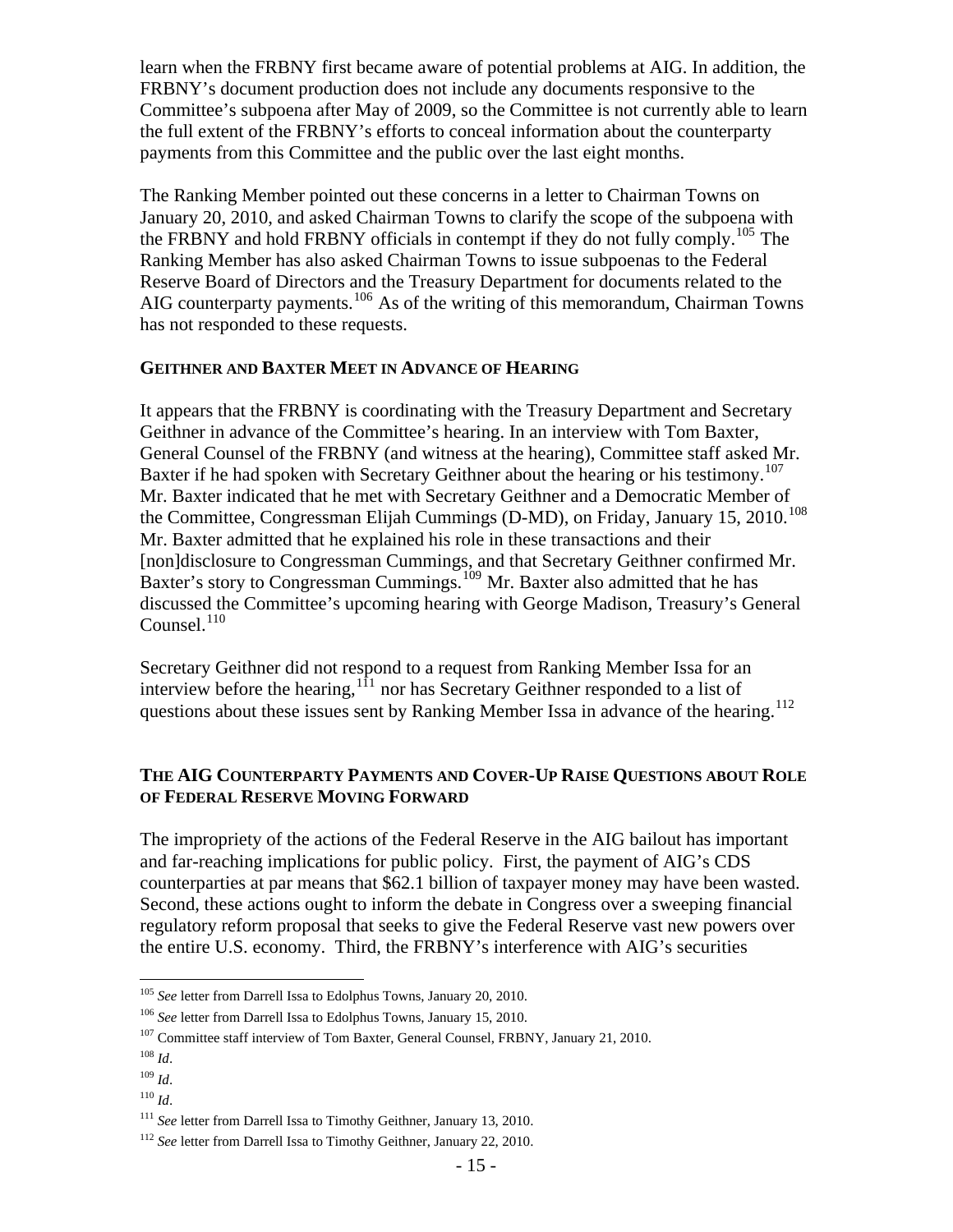learn when the FRBNY first became aware of potential problems at AIG. In addition, the FRBNY's document production does not include any documents responsive to the Committee's subpoena after May of 2009, so the Committee is not currently able to learn the full extent of the FRBNY's efforts to conceal information about the counterparty payments from this Committee and the public over the last eight months.

The Ranking Member pointed out these concerns in a letter to Chairman Towns on January 20, 2010, and asked Chairman Towns to clarify the scope of the subpoena with the FRBNY and hold FRBNY officials in contempt if they do not fully comply.[105] The Ranking Member has also asked Chairman Towns to issue subpoenas to the Federal Reserve Board of Directors and the Treasury Department for documents related to the AIG counterparty payments.[106] As of the writing of this memorandum, Chairman Towns has not responded to these requests.

**GEITHNER AND BAXTER MEET IN ADVANCE OF HEARING**

It appears that the FRBNY is coordinating with the Treasury Department and Secretary Geithner in advance of the Committee's hearing. In an interview with Tom Baxter, General Counsel of the FRBNY (and witness at the hearing), Committee staff asked Mr. Baxter if he had spoken with Secretary Geithner about the hearing or his testimony.[107] Mr. Baxter indicated that he met with Secretary Geithner and a Democratic Member of the Committee, Congressman Elijah Cummings (D-MD), on Friday, January 15, 2010.[108] Mr. Baxter admitted that he explained his role in these transactions and their [non]disclosure to Congressman Cummings, and that Secretary Geithner confirmed Mr. Baxter's story to Congressman Cummings.[109] Mr. Baxter also admitted that he has discussed the Committee's upcoming hearing with George Madison, Treasury's General Counsel.[110]

Secretary Geithner did not respond to a request from Ranking Member Issa for an interview before the hearing,[111] nor has Secretary Geithner responded to a list of questions about these issues sent by Ranking Member Issa in advance of the hearing.[112]

**THE AIG COUNTERPARTY PAYMENTS AND COVER-UP RAISE QUESTIONS ABOUT ROLE OF FEDERAL RESERVE MOVING FORWARD**

The impropriety of the actions of the Federal Reserve in the AIG bailout has important and far-reaching implications for public policy. First, the payment of AIG's CDS counterparties at par means that $62.1 billion of taxpayer money may have been wasted. Second, these actions ought to inform the debate in Congress over a sweeping financial regulatory reform proposal that seeks to give the Federal Reserve vast new powers over the entire U.S. economy. Third, the FRBNY's interference with AIG's securities

---

[105] *See* letter from Darrell Issa to Edolphus Towns, January 20, 2010.

[106] *See* letter from Darrell Issa to Edolphus Towns, January 15, 2010.

[107] Committee staff interview of Tom Baxter, General Counsel, FRBNY, January 21, 2010.

[108] *Id*.

[109] *Id*.

[110] *Id*.

[111] *See* letter from Darrell Issa to Timothy Geithner, January 13, 2010.

[112] *See* letter from Darrell Issa to Timothy Geithner, January 22, 2010.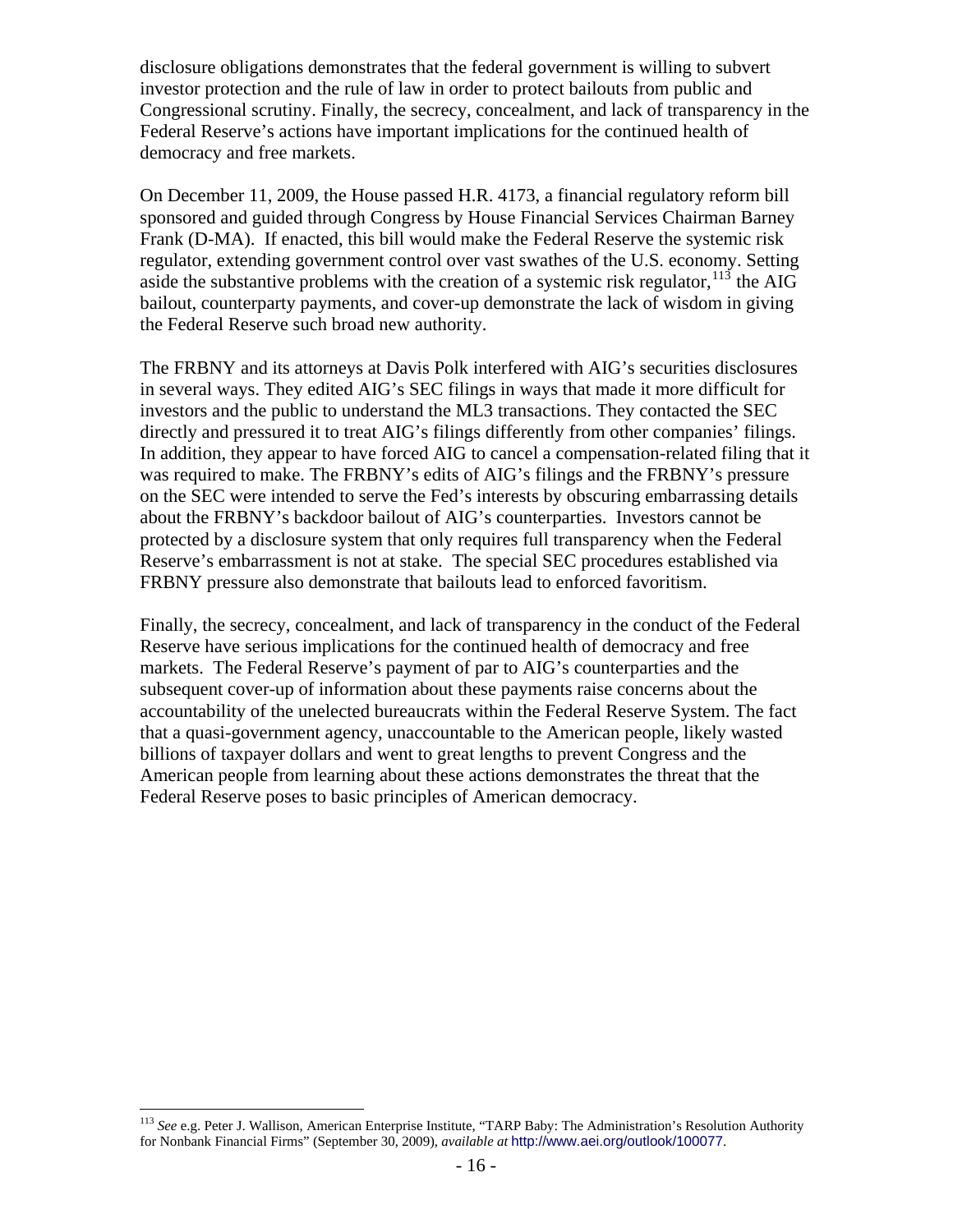disclosure obligations demonstrates that the federal government is willing to subvert investor protection and the rule of law in order to protect bailouts from public and Congressional scrutiny. Finally, the secrecy, concealment, and lack of transparency in the Federal Reserve's actions have important implications for the continued health of democracy and free markets.

On December 11, 2009, the House passed H.R. 4173, a financial regulatory reform bill sponsored and guided through Congress by House Financial Services Chairman Barney Frank (D-MA). If enacted, this bill would make the Federal Reserve the systemic risk regulator, extending government control over vast swathes of the U.S. economy. Setting aside the substantive problems with the creation of a systemic risk regulator,[113] the AIG bailout, counterparty payments, and cover-up demonstrate the lack of wisdom in giving the Federal Reserve such broad new authority.

The FRBNY and its attorneys at Davis Polk interfered with AIG's securities disclosures in several ways. They edited AIG's SEC filings in ways that made it more difficult for investors and the public to understand the ML3 transactions. They contacted the SEC directly and pressured it to treat AIG's filings differently from other companies' filings. In addition, they appear to have forced AIG to cancel a compensation-related filing that it was required to make. The FRBNY's edits of AIG's filings and the FRBNY's pressure on the SEC were intended to serve the Fed's interests by obscuring embarrassing details about the FRBNY's backdoor bailout of AIG's counterparties. Investors cannot be protected by a disclosure system that only requires full transparency when the Federal Reserve's embarrassment is not at stake. The special SEC procedures established via FRBNY pressure also demonstrate that bailouts lead to enforced favoritism.

Finally, the secrecy, concealment, and lack of transparency in the conduct of the Federal Reserve have serious implications for the continued health of democracy and free markets. The Federal Reserve's payment of par to AIG's counterparties and the subsequent cover-up of information about these payments raise concerns about the accountability of the unelected bureaucrats within the Federal Reserve System. The fact that a quasi-government agency, unaccountable to the American people, likely wasted billions of taxpayer dollars and went to great lengths to prevent Congress and the American people from learning about these actions demonstrates the threat that the Federal Reserve poses to basic principles of American democracy.

---

[113] *See* e.g. Peter J. Wallison, American Enterprise Institute, "TARP Baby: The Administration's Resolution Authority for Nonbank Financial Firms" (September 30, 2009), *available at* http://www.aei.org/outlook/100077.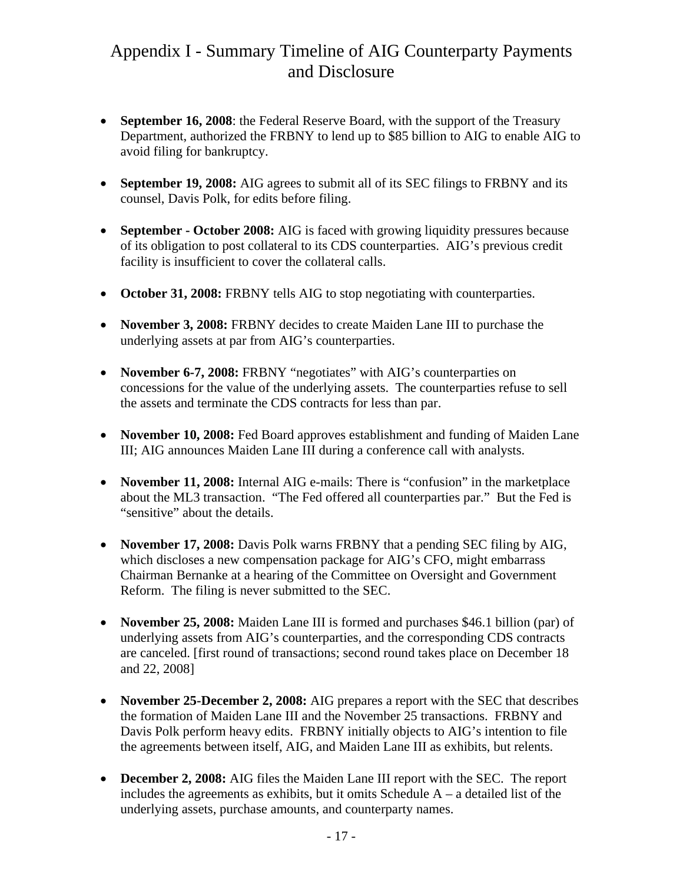# Appendix I - Summary Timeline of AIG Counterparty Payments and Disclosure

- **September 16, 2008**: the Federal Reserve Board, with the support of the Treasury Department, authorized the FRBNY to lend up to $85 billion to AIG to enable AIG to avoid filing for bankruptcy.

- **September 19, 2008:** AIG agrees to submit all of its SEC filings to FRBNY and its counsel, Davis Polk, for edits before filing.

- **September - October 2008:** AIG is faced with growing liquidity pressures because of its obligation to post collateral to its CDS counterparties. AIG's previous credit facility is insufficient to cover the collateral calls.

- **October 31, 2008:** FRBNY tells AIG to stop negotiating with counterparties.

- **November 3, 2008:** FRBNY decides to create Maiden Lane III to purchase the underlying assets at par from AIG's counterparties.

- **November 6-7, 2008:** FRBNY "negotiates" with AIG's counterparties on concessions for the value of the underlying assets. The counterparties refuse to sell the assets and terminate the CDS contracts for less than par.

- **November 10, 2008:** Fed Board approves establishment and funding of Maiden Lane III; AIG announces Maiden Lane III during a conference call with analysts.

- **November 11, 2008:** Internal AIG e-mails: There is "confusion" in the marketplace about the ML3 transaction. "The Fed offered all counterparties par." But the Fed is "sensitive" about the details.

- **November 17, 2008:** Davis Polk warns FRBNY that a pending SEC filing by AIG, which discloses a new compensation package for AIG's CFO, might embarrass Chairman Bernanke at a hearing of the Committee on Oversight and Government Reform. The filing is never submitted to the SEC.

- **November 25, 2008:** Maiden Lane III is formed and purchases $46.1 billion (par) of underlying assets from AIG's counterparties, and the corresponding CDS contracts are canceled. [first round of transactions; second round takes place on December 18 and 22, 2008]

- **November 25-December 2, 2008:** AIG prepares a report with the SEC that describes the formation of Maiden Lane III and the November 25 transactions. FRBNY and Davis Polk perform heavy edits. FRBNY initially objects to AIG's intention to file the agreements between itself, AIG, and Maiden Lane III as exhibits, but relents.

- **December 2, 2008:** AIG files the Maiden Lane III report with the SEC. The report includes the agreements as exhibits, but it omits Schedule A – a detailed list of the underlying assets, purchase amounts, and counterparty names.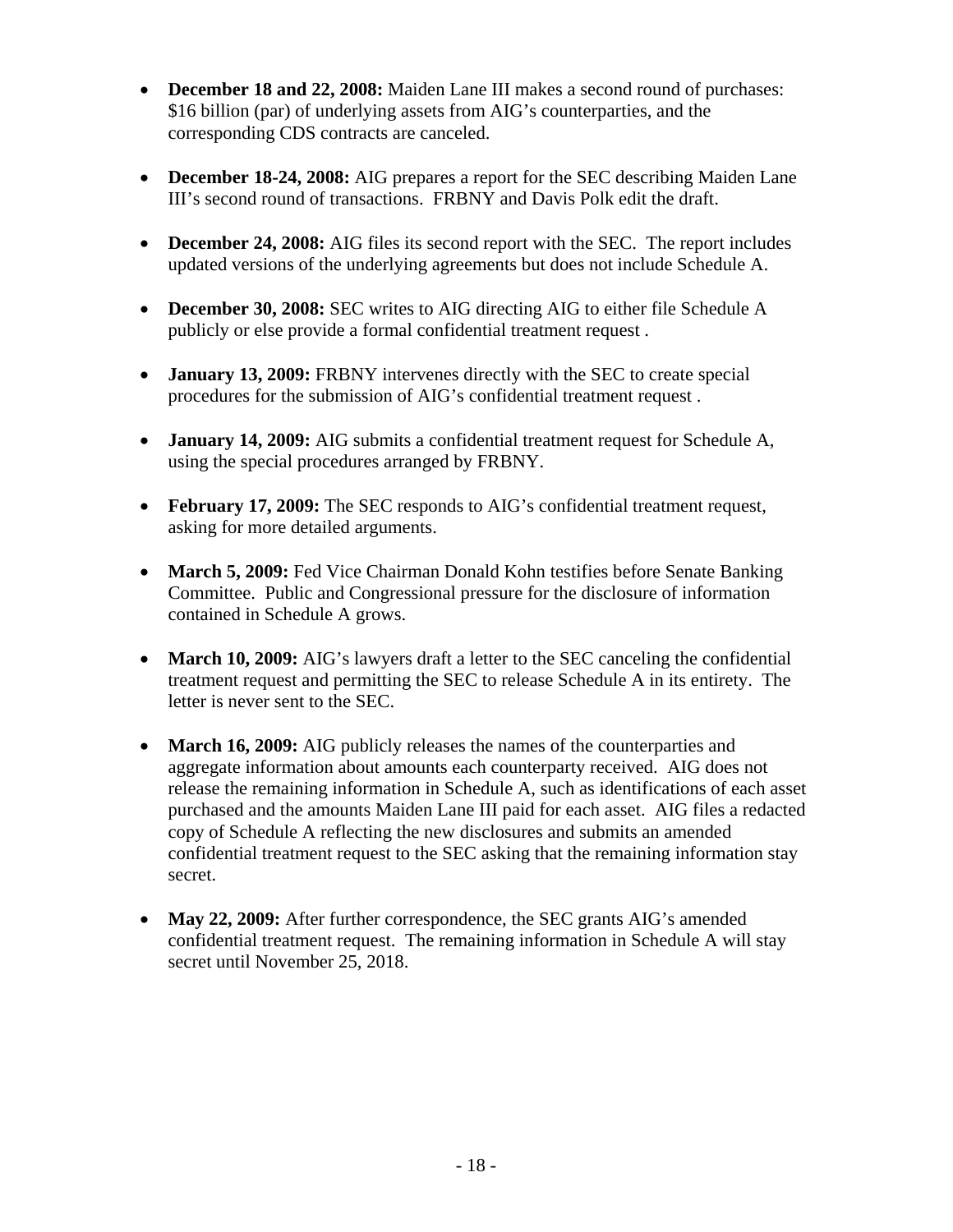- **December 18 and 22, 2008:** Maiden Lane III makes a second round of purchases: $16 billion (par) of underlying assets from AIG's counterparties, and the corresponding CDS contracts are canceled.

- **December 18-24, 2008:** AIG prepares a report for the SEC describing Maiden Lane III's second round of transactions. FRBNY and Davis Polk edit the draft.

- **December 24, 2008:** AIG files its second report with the SEC. The report includes updated versions of the underlying agreements but does not include Schedule A.

- **December 30, 2008:** SEC writes to AIG directing AIG to either file Schedule A publicly or else provide a formal confidential treatment request .

- **January 13, 2009:** FRBNY intervenes directly with the SEC to create special procedures for the submission of AIG's confidential treatment request .

- **January 14, 2009:** AIG submits a confidential treatment request for Schedule A, using the special procedures arranged by FRBNY.

- **February 17, 2009:** The SEC responds to AIG's confidential treatment request, asking for more detailed arguments.

- **March 5, 2009:** Fed Vice Chairman Donald Kohn testifies before Senate Banking Committee. Public and Congressional pressure for the disclosure of information contained in Schedule A grows.

- **March 10, 2009:** AIG's lawyers draft a letter to the SEC canceling the confidential treatment request and permitting the SEC to release Schedule A in its entirety. The letter is never sent to the SEC.

- **March 16, 2009:** AIG publicly releases the names of the counterparties and aggregate information about amounts each counterparty received. AIG does not release the remaining information in Schedule A, such as identifications of each asset purchased and the amounts Maiden Lane III paid for each asset. AIG files a redacted copy of Schedule A reflecting the new disclosures and submits an amended confidential treatment request to the SEC asking that the remaining information stay secret.

- **May 22, 2009:** After further correspondence, the SEC grants AIG's amended confidential treatment request. The remaining information in Schedule A will stay secret until November 25, 2018.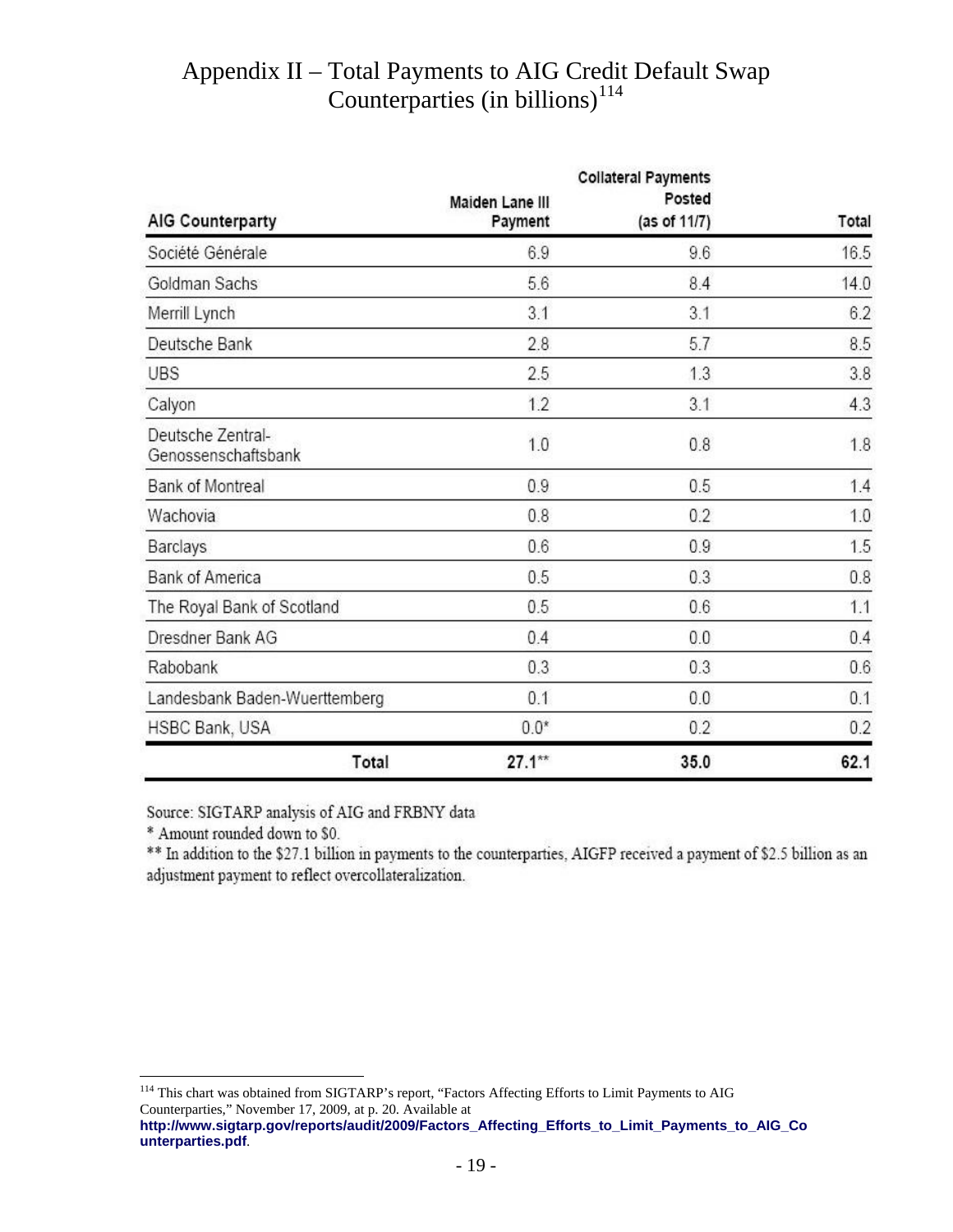# Appendix II – Total Payments to AIG Credit Default Swap Counterparties (in billions)[114]

| AIG Counterparty | Maiden Lane III Payment | Collateral Payments Posted (as of 11/7) | Total |
|---|---|---|---|
| Société Générale | 6.9 | 9.6 | 16.5 |
| Goldman Sachs | 5.6 | 8.4 | 14.0 |
| Merrill Lynch | 3.1 | 3.1 | 6.2 |
| Deutsche Bank | 2.8 | 5.7 | 8.5 |
| UBS | 2.5 | 1.3 | 3.8 |
| Calyon | 1.2 | 3.1 | 4.3 |
| Deutsche Zentral-Genossenschaftsbank | 1.0 | 0.8 | 1.8 |
| Bank of Montreal | 0.9 | 0.5 | 1.4 |
| Wachovia | 0.8 | 0.2 | 1.0 |
| Barclays | 0.6 | 0.9 | 1.5 |
| Bank of America | 0.5 | 0.3 | 0.8 |
| The Royal Bank of Scotland | 0.5 | 0.6 | 1.1 |
| Dresdner Bank AG | 0.4 | 0.0 | 0.4 |
| Rabobank | 0.3 | 0.3 | 0.6 |
| Landesbank Baden-Wuerttemberg | 0.1 | 0.0 | 0.1 |
| HSBC Bank, USA | 0.0* | 0.2 | 0.2 |
| **Total** | **27.1**** | **35.0** | **62.1** |

Source: SIGTARP analysis of AIG and FRBNY data

* Amount rounded down to $0.

** In addition to the $27.1 billion in payments to the counterparties, AIGFP received a payment of $2.5 billion as an adjustment payment to reflect overcollateralization.

[114] This chart was obtained from SIGTARP's report, "Factors Affecting Efforts to Limit Payments to AIG Counterparties," November 17, 2009, at p. 20. Available at **http://www.sigtarp.gov/reports/audit/2009/Factors_Affecting_Efforts_to_Limit_Payments_to_AIG_Counterparties.pdf**.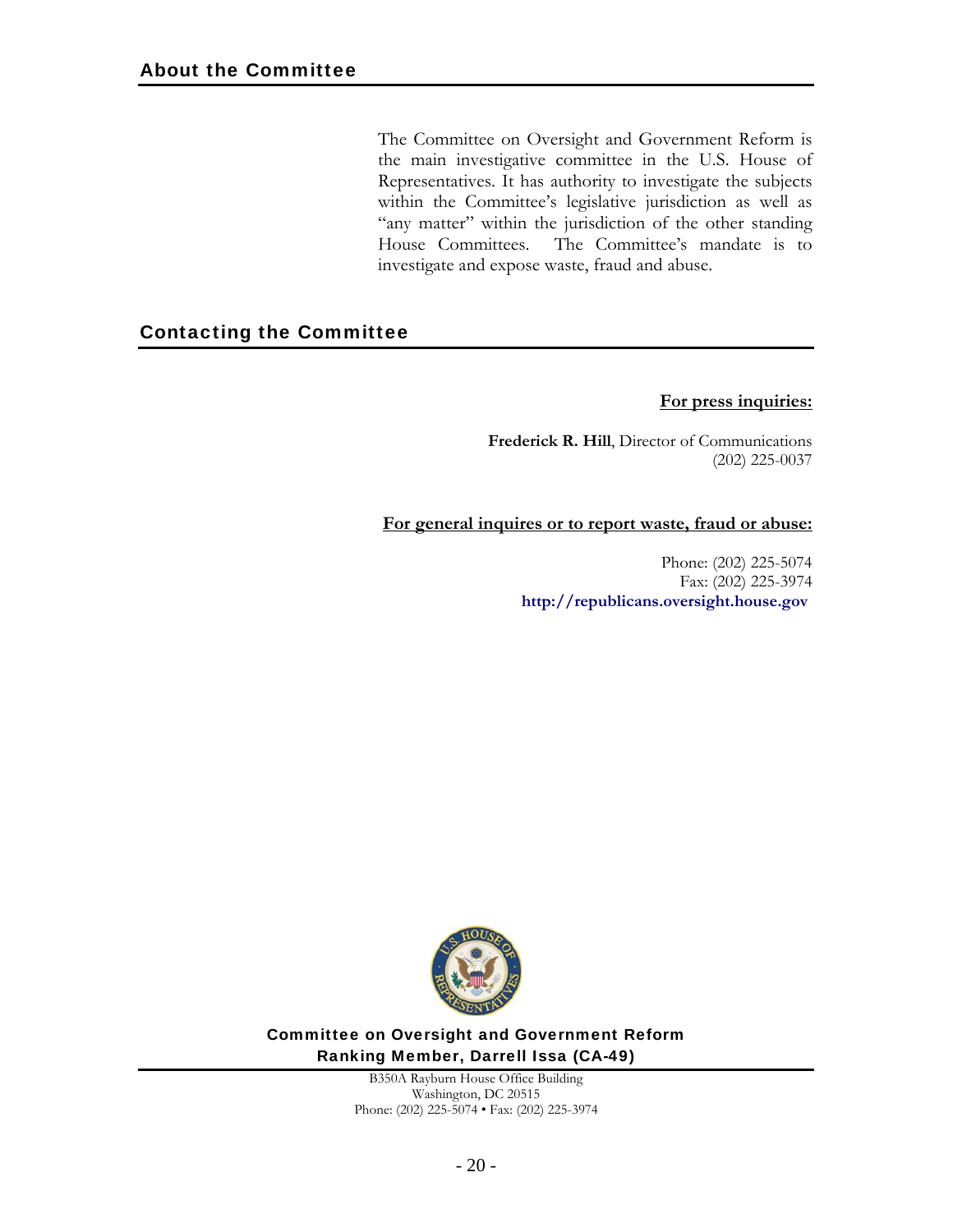## About the Committee

The Committee on Oversight and Government Reform is the main investigative committee in the U.S. House of Representatives. It has authority to investigate the subjects within the Committee's legislative jurisdiction as well as "any matter" within the jurisdiction of the other standing House Committees. The Committee's mandate is to investigate and expose waste, fraud and abuse.

## Contacting the Committee

**For press inquiries:**

**Frederick R. Hill**, Director of Communications
(202) 225-0037

**For general inquires or to report waste, fraud or abuse:**

Phone: (202) 225-5074
Fax: (202) 225-3974
**http://republicans.oversight.house.gov**

**Committee on Oversight and Government Reform**
**Ranking Member, Darrell Issa (CA-49)**

B350A Rayburn House Office Building
Washington, DC 20515
Phone: (202) 225-5074 • Fax: (202) 225-3974